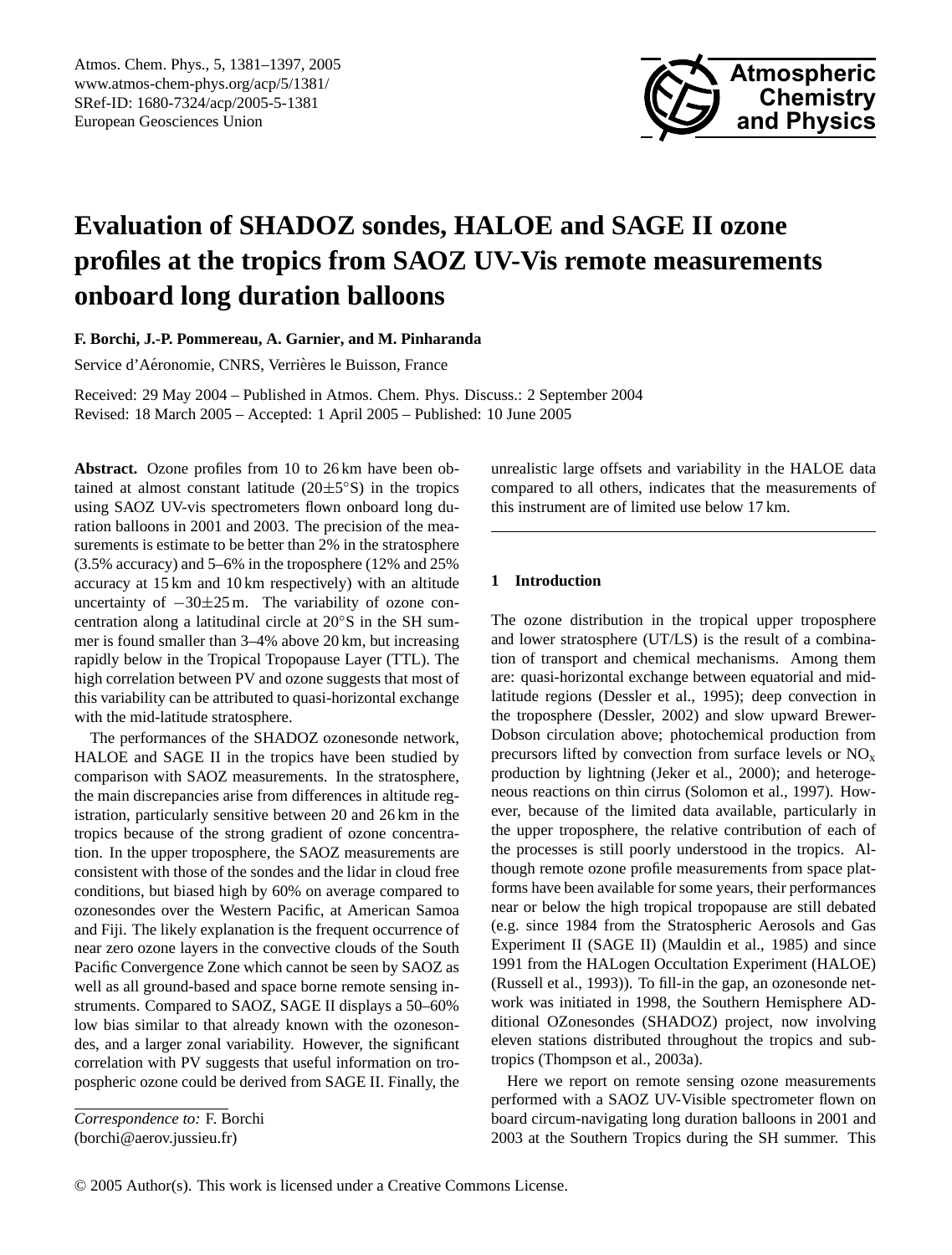# Evaluation of SHADOZ sondes, HALOE and SAGE II ozone profiles at the tropics from SAOZ UV-Vis remote measurements onboard long duration balloons

**F. Borchi, J.-P. Pommereau, A. Garnier, and M. Pinharanda**

Service d'Aéronomie, CNRS, Verrières le Buisson, France

Received: 29 May 2004 – Published in Atmos. Chem. Phys. Discuss.: 2 September 2004
Revised: 18 March 2005 – Accepted: 1 April 2005 – Published: 10 June 2005

**Abstract.** Ozone profiles from 10 to 26 km have been obtained at almost constant latitude (20±5°S) in the tropics using SAOZ UV-vis spectrometers flown onboard long duration balloons in 2001 and 2003. The precision of the measurements is estimate to be better than 2% in the stratosphere (3.5% accuracy) and 5–6% in the troposphere (12% and 25% accuracy at 15 km and 10 km respectively) with an altitude uncertainty of −30±25 m. The variability of ozone concentration along a latitudinal circle at 20°S in the SH summer is found smaller than 3–4% above 20 km, but increasing rapidly below in the Tropical Tropopause Layer (TTL). The high correlation between PV and ozone suggests that most of this variability can be attributed to quasi-horizontal exchange with the mid-latitude stratosphere.

The performances of the SHADOZ ozonesonde network, HALOE and SAGE II in the tropics have been studied by comparison with SAOZ measurements. In the stratosphere, the main discrepancies arise from differences in altitude registration, particularly sensitive between 20 and 26 km in the tropics because of the strong gradient of ozone concentration. In the upper troposphere, the SAOZ measurements are consistent with those of the sondes and the lidar in cloud free conditions, but biased high by 60% on average compared to ozonesondes over the Western Pacific, at American Samoa and Fiji. The likely explanation is the frequent occurrence of near zero ozone layers in the convective clouds of the South Pacific Convergence Zone which cannot be seen by SAOZ as well as all ground-based and space borne remote sensing instruments. Compared to SAOZ, SAGE II displays a 50–60% low bias similar to that already known with the ozonesondes, and a larger zonal variability. However, the significant correlation with PV suggests that useful information on tropospheric ozone could be derived from SAGE II. Finally, the unrealistic large offsets and variability in the HALOE data compared to all others, indicates that the measurements of this instrument are of limited use below 17 km.

## 1 Introduction

The ozone distribution in the tropical upper troposphere and lower stratosphere (UT/LS) is the result of a combination of transport and chemical mechanisms. Among them are: quasi-horizontal exchange between equatorial and mid-latitude regions (Dessler et al., 1995); deep convection in the troposphere (Dessler, 2002) and slow upward Brewer-Dobson circulation above; photochemical production from precursors lifted by convection from surface levels or $NO_x$ production by lightning (Jeker et al., 2000); and heterogeneous reactions on thin cirrus (Solomon et al., 1997). However, because of the limited data available, particularly in the upper troposphere, the relative contribution of each of the processes is still poorly understood in the tropics. Although remote ozone profile measurements from space platforms have been available for some years, their performances near or below the high tropical tropopause are still debated (e.g. since 1984 from the Stratospheric Aerosols and Gas Experiment II (SAGE II) (Mauldin et al., 1985) and since 1991 from the HALogen Occultation Experiment (HALOE) (Russell et al., 1993)). To fill-in the gap, an ozonesonde network was initiated in 1998, the Southern Hemisphere ADditional OZonesondes (SHADOZ) project, now involving eleven stations distributed throughout the tropics and subtropics (Thompson et al., 2003a).

Here we report on remote sensing ozone measurements performed with a SAOZ UV-Visible spectrometer flown on board circum-navigating long duration balloons in 2001 and 2003 at the Southern Tropics during the SH summer. This

*Correspondence to:* F. Borchi
(borchi@aerov.jussieu.fr)

© 2005 Author(s). This work is licensed under a Creative Commons License.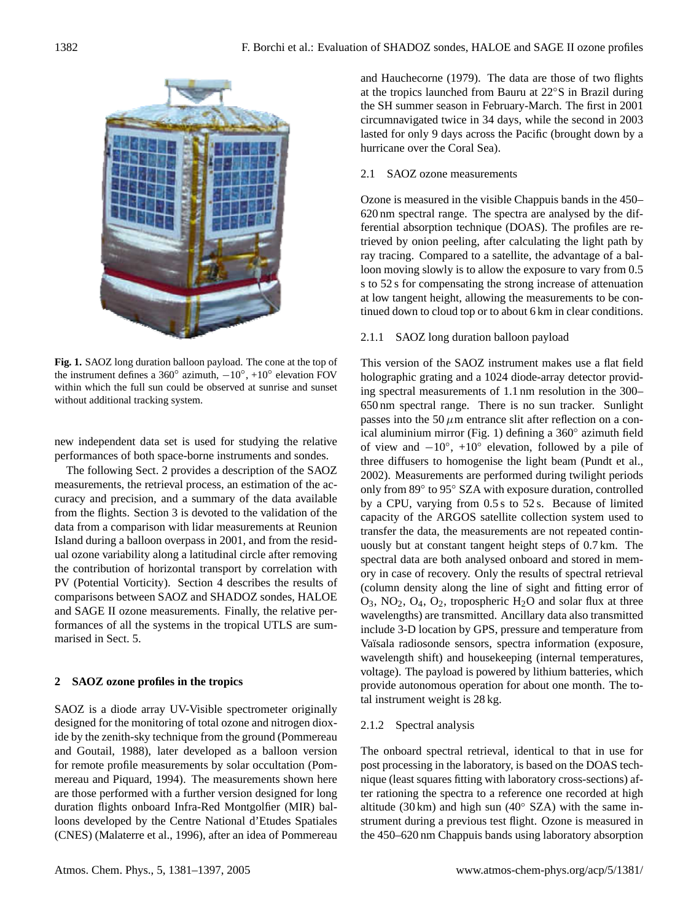**Fig. 1.** SAOZ long duration balloon payload. The cone at the top of the instrument defines a 360° azimuth, −10°, +10° elevation FOV within which the full sun could be observed at sunrise and sunset without additional tracking system.

new independent data set is used for studying the relative performances of both space-borne instruments and sondes.

The following Sect. 2 provides a description of the SAOZ measurements, the retrieval process, an estimation of the accuracy and precision, and a summary of the data available from the flights. Section 3 is devoted to the validation of the data from a comparison with lidar measurements at Reunion Island during a balloon overpass in 2001, and from the residual ozone variability along a latitudinal circle after removing the contribution of horizontal transport by correlation with PV (Potential Vorticity). Section 4 describes the results of comparisons between SAOZ and SHADOZ sondes, HALOE and SAGE II ozone measurements. Finally, the relative performances of all the systems in the tropical UTLS are summarised in Sect. 5.

## 2 SAOZ ozone profiles in the tropics

SAOZ is a diode array UV-Visible spectrometer originally designed for the monitoring of total ozone and nitrogen dioxide by the zenith-sky technique from the ground (Pommereau and Goutail, 1988), later developed as a balloon version for remote profile measurements by solar occultation (Pommereau and Piquard, 1994). The measurements shown here are those performed with a further version designed for long duration flights onboard Infra-Red Montgolfier (MIR) balloons developed by the Centre National d'Etudes Spatiales (CNES) (Malaterre et al., 1996), after an idea of Pommereau and Hauchecorne (1979). The data are those of two flights at the tropics launched from Bauru at 22°S in Brazil during the SH summer season in February-March. The first in 2001 circumnavigated twice in 34 days, while the second in 2003 lasted for only 9 days across the Pacific (brought down by a hurricane over the Coral Sea).

### 2.1 SAOZ ozone measurements

Ozone is measured in the visible Chappuis bands in the 450–620 nm spectral range. The spectra are analysed by the differential absorption technique (DOAS). The profiles are retrieved by onion peeling, after calculating the light path by ray tracing. Compared to a satellite, the advantage of a balloon moving slowly is to allow the exposure to vary from 0.5 s to 52 s for compensating the strong increase of attenuation at low tangent height, allowing the measurements to be continued down to cloud top or to about 6 km in clear conditions.

#### 2.1.1 SAOZ long duration balloon payload

This version of the SAOZ instrument makes use a flat field holographic grating and a 1024 diode-array detector providing spectral measurements of 1.1 nm resolution in the 300–650 nm spectral range. There is no sun tracker. Sunlight passes into the 50 $\mu$m entrance slit after reflection on a conical aluminium mirror (Fig. 1) defining a 360° azimuth field of view and −10°, +10° elevation, followed by a pile of three diffusers to homogenise the light beam (Pundt et al., 2002). Measurements are performed during twilight periods only from 89° to 95° SZA with exposure duration, controlled by a CPU, varying from 0.5 s to 52 s. Because of limited capacity of the ARGOS satellite collection system used to transfer the data, the measurements are not repeated continuously but at constant tangent height steps of 0.7 km. The spectral data are both analysed onboard and stored in memory in case of recovery. Only the results of spectral retrieval (column density along the line of sight and fitting error of $O_3$, $NO_2$, $O_4$, $O_2$, tropospheric $H_2O$ and solar flux at three wavelengths) are transmitted. Ancillary data also transmitted include 3-D location by GPS, pressure and temperature from Vaïsala radiosonde sensors, spectra information (exposure, wavelength shift) and housekeeping (internal temperatures, voltage). The payload is powered by lithium batteries, which provide autonomous operation for about one month. The total instrument weight is 28 kg.

#### 2.1.2 Spectral analysis

The onboard spectral retrieval, identical to that in use for post processing in the laboratory, is based on the DOAS technique (least squares fitting with laboratory cross-sections) after rationing the spectra to a reference one recorded at high altitude (30 km) and high sun (40° SZA) with the same instrument during a previous test flight. Ozone is measured in the 450–620 nm Chappuis bands using laboratory absorption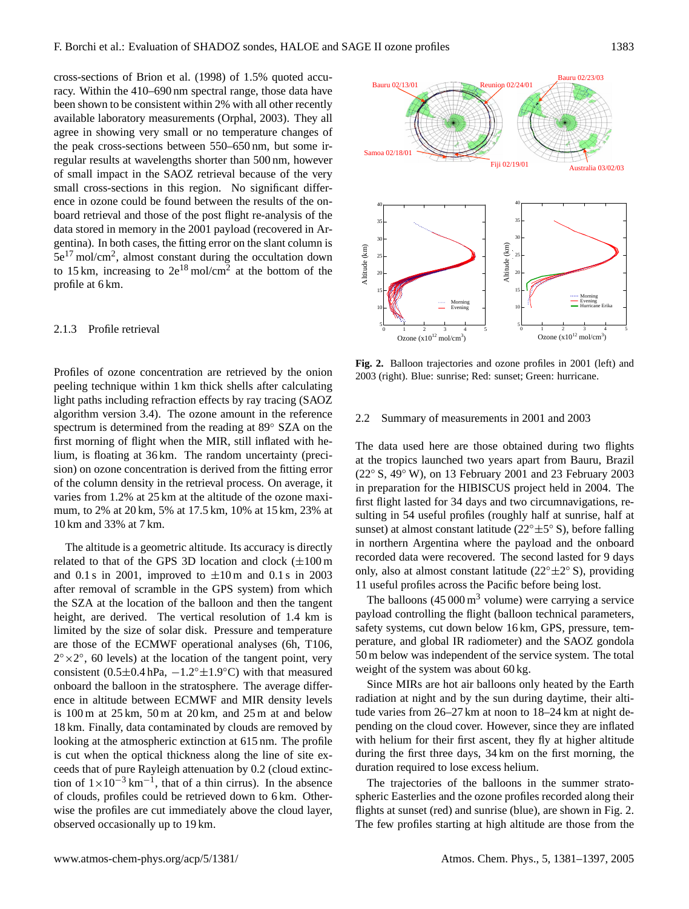cross-sections of Brion et al. (1998) of 1.5% quoted accuracy. Within the 410–690 nm spectral range, those data have been shown to be consistent within 2% with all other recently available laboratory measurements (Orphal, 2003). They all agree in showing very small or no temperature changes of the peak cross-sections between 550–650 nm, but some irregular results at wavelengths shorter than 500 nm, however of small impact in the SAOZ retrieval because of the very small cross-sections in this region. No significant difference in ozone could be found between the results of the onboard retrieval and those of the post flight re-analysis of the data stored in memory in the 2001 payload (recovered in Argentina). In both cases, the fitting error on the slant column is $5e^{17}$ mol/cm$^2$, almost constant during the occultation down to 15 km, increasing to $2e^{18}$ mol/cm$^2$ at the bottom of the profile at 6 km.

#### 2.1.3 Profile retrieval

Profiles of ozone concentration are retrieved by the onion peeling technique within 1 km thick shells after calculating light paths including refraction effects by ray tracing (SAOZ algorithm version 3.4). The ozone amount in the reference spectrum is determined from the reading at 89° SZA on the first morning of flight when the MIR, still inflated with helium, is floating at 36 km. The random uncertainty (precision) on ozone concentration is derived from the fitting error of the column density in the retrieval process. On average, it varies from 1.2% at 25 km at the altitude of the ozone maximum, to 2% at 20 km, 5% at 17.5 km, 10% at 15 km, 23% at 10 km and 33% at 7 km.

The altitude is a geometric altitude. Its accuracy is directly related to that of the GPS 3D location and clock (±100 m and 0.1 s in 2001, improved to ±10 m and 0.1 s in 2003 after removal of scramble in the GPS system) from which the SZA at the location of the balloon and then the tangent height, are derived. The vertical resolution of 1.4 km is limited by the size of solar disk. Pressure and temperature are those of the ECMWF operational analyses (6h, T106, 2°×2°, 60 levels) at the location of the tangent point, very consistent (0.5±0.4 hPa, −1.2°±1.9°C) with that measured onboard the balloon in the stratosphere. The average difference in altitude between ECMWF and MIR density levels is 100 m at 25 km, 50 m at 20 km, and 25 m at and below 18 km. Finally, data contaminated by clouds are removed by looking at the atmospheric extinction at 615 nm. The profile is cut when the optical thickness along the line of site exceeds that of pure Rayleigh attenuation by 0.2 (cloud extinction of $1\times10^{-3}$ km$^{-1}$, that of a thin cirrus). In the absence of clouds, profiles could be retrieved down to 6 km. Otherwise the profiles are cut immediately above the cloud layer, observed occasionally up to 19 km.

**Fig. 2.** Balloon trajectories and ozone profiles in 2001 (left) and 2003 (right). Blue: sunrise; Red: sunset; Green: hurricane.

### 2.2 Summary of measurements in 2001 and 2003

The data used here are those obtained during two flights at the tropics launched two years apart from Bauru, Brazil (22° S, 49° W), on 13 February 2001 and 23 February 2003 in preparation for the HIBISCUS project held in 2004. The first flight lasted for 34 days and two circumnavigations, resulting in 54 useful profiles (roughly half at sunrise, half at sunset) at almost constant latitude (22°±5° S), before falling in northern Argentina where the payload and the onboard recorded data were recovered. The second lasted for 9 days only, also at almost constant latitude (22°±2° S), providing 11 useful profiles across the Pacific before being lost.

The balloons (45 000 m$^3$ volume) were carrying a service payload controlling the flight (balloon technical parameters, safety systems, cut down below 16 km, GPS, pressure, temperature, and global IR radiometer) and the SAOZ gondola 50 m below was independent of the service system. The total weight of the system was about 60 kg.

Since MIRs are hot air balloons only heated by the Earth radiation at night and by the sun during daytime, their altitude varies from 26–27 km at noon to 18–24 km at night depending on the cloud cover. However, since they are inflated with helium for their first ascent, they fly at higher altitude during the first three days, 34 km on the first morning, the duration required to lose excess helium.

The trajectories of the balloons in the summer stratospheric Easterlies and the ozone profiles recorded along their flights at sunset (red) and sunrise (blue), are shown in Fig. 2. The few profiles starting at high altitude are those from the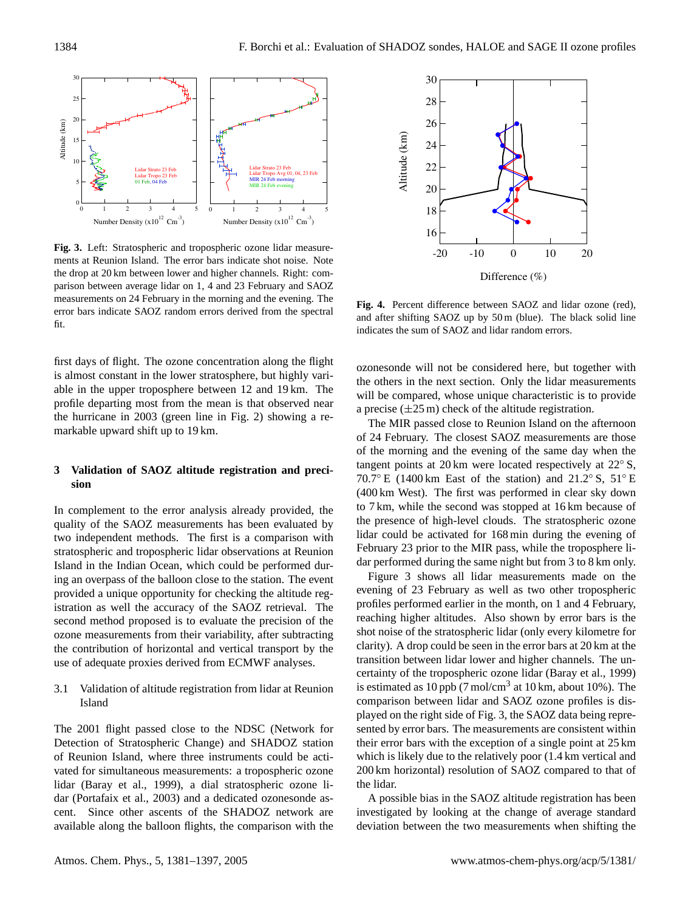**Fig. 3.** Left: Stratospheric and tropospheric ozone lidar measurements at Reunion Island. The error bars indicate shot noise. Note the drop at 20 km between lower and higher channels. Right: comparison between average lidar on 1, 4 and 23 February and SAOZ measurements on 24 February in the morning and the evening. The error bars indicate SAOZ random errors derived from the spectral fit.

**Fig. 4.** Percent difference between SAOZ and lidar ozone (red), and after shifting SAOZ up by 50 m (blue). The black solid line indicates the sum of SAOZ and lidar random errors.

first days of flight. The ozone concentration along the flight is almost constant in the lower stratosphere, but highly variable in the upper troposphere between 12 and 19 km. The profile departing most from the mean is that observed near the hurricane in 2003 (green line in Fig. 2) showing a remarkable upward shift up to 19 km.

## 3 Validation of SAOZ altitude registration and precision

In complement to the error analysis already provided, the quality of the SAOZ measurements has been evaluated by two independent methods. The first is a comparison with stratospheric and tropospheric lidar observations at Reunion Island in the Indian Ocean, which could be performed during an overpass of the balloon close to the station. The event provided a unique opportunity for checking the altitude registration as well the accuracy of the SAOZ retrieval. The second method proposed is to evaluate the precision of the ozone measurements from their variability, after subtracting the contribution of horizontal and vertical transport by the use of adequate proxies derived from ECMWF analyses.

### 3.1 Validation of altitude registration from lidar at Reunion Island

The 2001 flight passed close to the NDSC (Network for Detection of Stratospheric Change) and SHADOZ station of Reunion Island, where three instruments could be activated for simultaneous measurements: a tropospheric ozone lidar (Baray et al., 1999), a dial stratospheric ozone lidar (Portafaix et al., 2003) and a dedicated ozonesonde ascent. Since other ascents of the SHADOZ network are available along the balloon flights, the comparison with the ozonesonde will not be considered here, but together with the others in the next section. Only the lidar measurements will be compared, whose unique characteristic is to provide a precise (±25 m) check of the altitude registration.

The MIR passed close to Reunion Island on the afternoon of 24 February. The closest SAOZ measurements are those of the morning and the evening of the same day when the tangent points at 20 km were located respectively at 22° S, 70.7° E (1400 km East of the station) and 21.2° S, 51° E (400 km West). The first was performed in clear sky down to 7 km, while the second was stopped at 16 km because of the presence of high-level clouds. The stratospheric ozone lidar could be activated for 168 min during the evening of February 23 prior to the MIR pass, while the troposphere lidar performed during the same night but from 3 to 8 km only.

Figure 3 shows all lidar measurements made on the evening of 23 February as well as two other tropospheric profiles performed earlier in the month, on 1 and 4 February, reaching higher altitudes. Also shown by error bars is the shot noise of the stratospheric lidar (only every kilometre for clarity). A drop could be seen in the error bars at 20 km at the transition between lidar lower and higher channels. The uncertainty of the tropospheric ozone lidar (Baray et al., 1999) is estimated as 10 ppb (7 mol/cm$^3$ at 10 km, about 10%). The comparison between lidar and SAOZ ozone profiles is displayed on the right side of Fig. 3, the SAOZ data being represented by error bars. The measurements are consistent within their error bars with the exception of a single point at 25 km which is likely due to the relatively poor (1.4 km vertical and 200 km horizontal) resolution of SAOZ compared to that of the lidar.

A possible bias in the SAOZ altitude registration has been investigated by looking at the change of average standard deviation between the two measurements when shifting the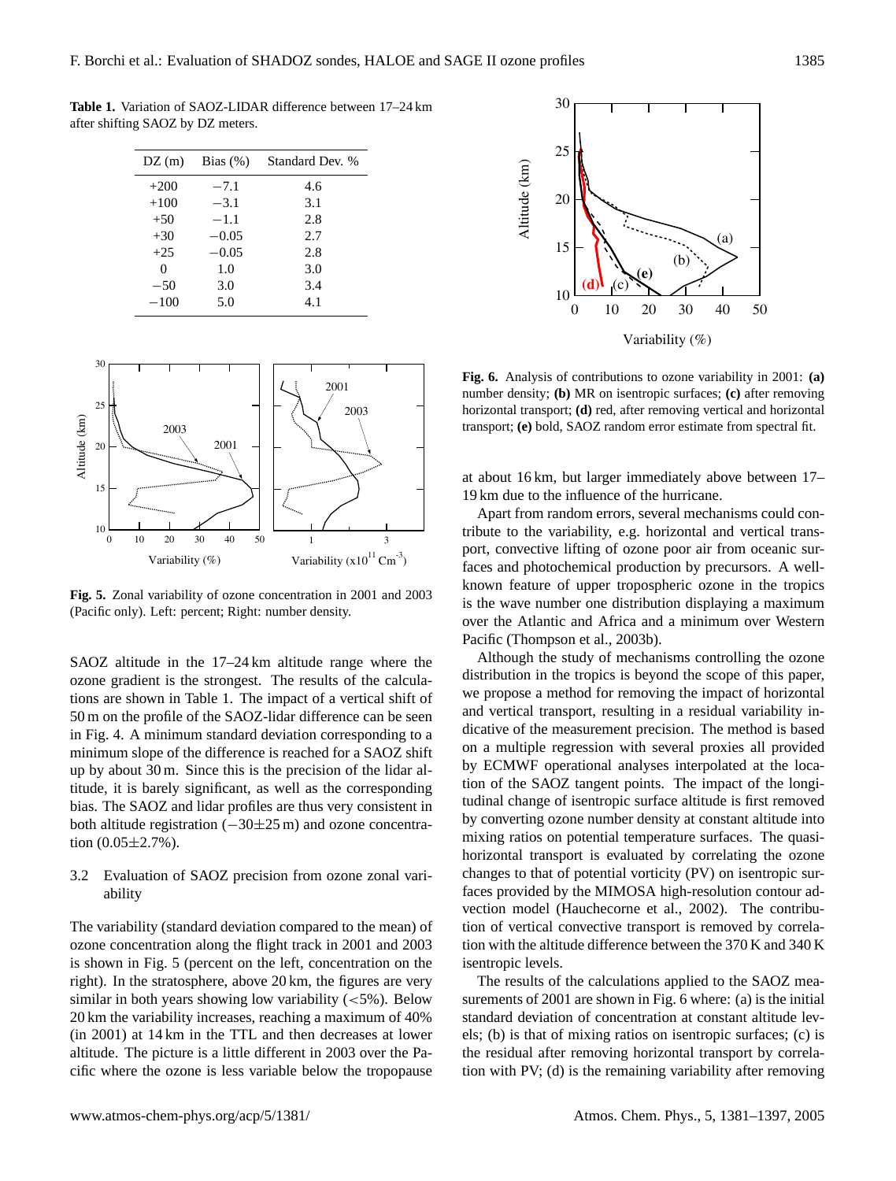**Table 1.** Variation of SAOZ-LIDAR difference between 17–24 km after shifting SAOZ by DZ meters.

| DZ (m) | Bias (%) | Standard Dev. % |
|---|---|---|
| +200 | −7.1 | 4.6 |
| +100 | −3.1 | 3.1 |
| +50 | −1.1 | 2.8 |
| +30 | −0.05 | 2.7 |
| +25 | −0.05 | 2.8 |
| 0 | 1.0 | 3.0 |
| −50 | 3.0 | 3.4 |
| −100 | 5.0 | 4.1 |

**Fig. 5.** Zonal variability of ozone concentration in 2001 and 2003 (Pacific only). Left: percent; Right: number density.

SAOZ altitude in the 17–24 km altitude range where the ozone gradient is the strongest. The results of the calculations are shown in Table 1. The impact of a vertical shift of 50 m on the profile of the SAOZ-lidar difference can be seen in Fig. 4. A minimum standard deviation corresponding to a minimum slope of the difference is reached for a SAOZ shift up by about 30 m. Since this is the precision of the lidar altitude, it is barely significant, as well as the corresponding bias. The SAOZ and lidar profiles are thus very consistent in both altitude registration ($-30\pm25$ m) and ozone concentration ($0.05\pm2.7\%$).

### 3.2 Evaluation of SAOZ precision from ozone zonal variability

The variability (standard deviation compared to the mean) of ozone concentration along the flight track in 2001 and 2003 is shown in Fig. 5 (percent on the left, concentration on the right). In the stratosphere, above 20 km, the figures are very similar in both years showing low variability ($<5\%$). Below 20 km the variability increases, reaching a maximum of 40% (in 2001) at 14 km in the TTL and then decreases at lower altitude. The picture is a little different in 2003 over the Pacific where the ozone is less variable below the tropopause at about 16 km, but larger immediately above between 17–19 km due to the influence of the hurricane.

**Fig. 6.** Analysis of contributions to ozone variability in 2001: **(a)** number density; **(b)** MR on isentropic surfaces; **(c)** after removing horizontal transport; **(d)** red, after removing vertical and horizontal transport; **(e)** bold, SAOZ random error estimate from spectral fit.

Apart from random errors, several mechanisms could contribute to the variability, e.g. horizontal and vertical transport, convective lifting of ozone poor air from oceanic surfaces and photochemical production by precursors. A well-known feature of upper tropospheric ozone in the tropics is the wave number one distribution displaying a maximum over the Atlantic and Africa and a minimum over Western Pacific (Thompson et al., 2003b).

Although the study of mechanisms controlling the ozone distribution in the tropics is beyond the scope of this paper, we propose a method for removing the impact of horizontal and vertical transport, resulting in a residual variability indicative of the measurement precision. The method is based on a multiple regression with several proxies all provided by ECMWF operational analyses interpolated at the location of the SAOZ tangent points. The impact of the longitudinal change of isentropic surface altitude is first removed by converting ozone number density at constant altitude into mixing ratios on potential temperature surfaces. The quasi-horizontal transport is evaluated by correlating the ozone changes to that of potential vorticity (PV) on isentropic surfaces provided by the MIMOSA high-resolution contour advection model (Hauchecorne et al., 2002). The contribution of vertical convective transport is removed by correlation with the altitude difference between the 370 K and 340 K isentropic levels.

The results of the calculations applied to the SAOZ measurements of 2001 are shown in Fig. 6 where: (a) is the initial standard deviation of concentration at constant altitude levels; (b) is that of mixing ratios on isentropic surfaces; (c) is the residual after removing horizontal transport by correlation with PV; (d) is the remaining variability after removing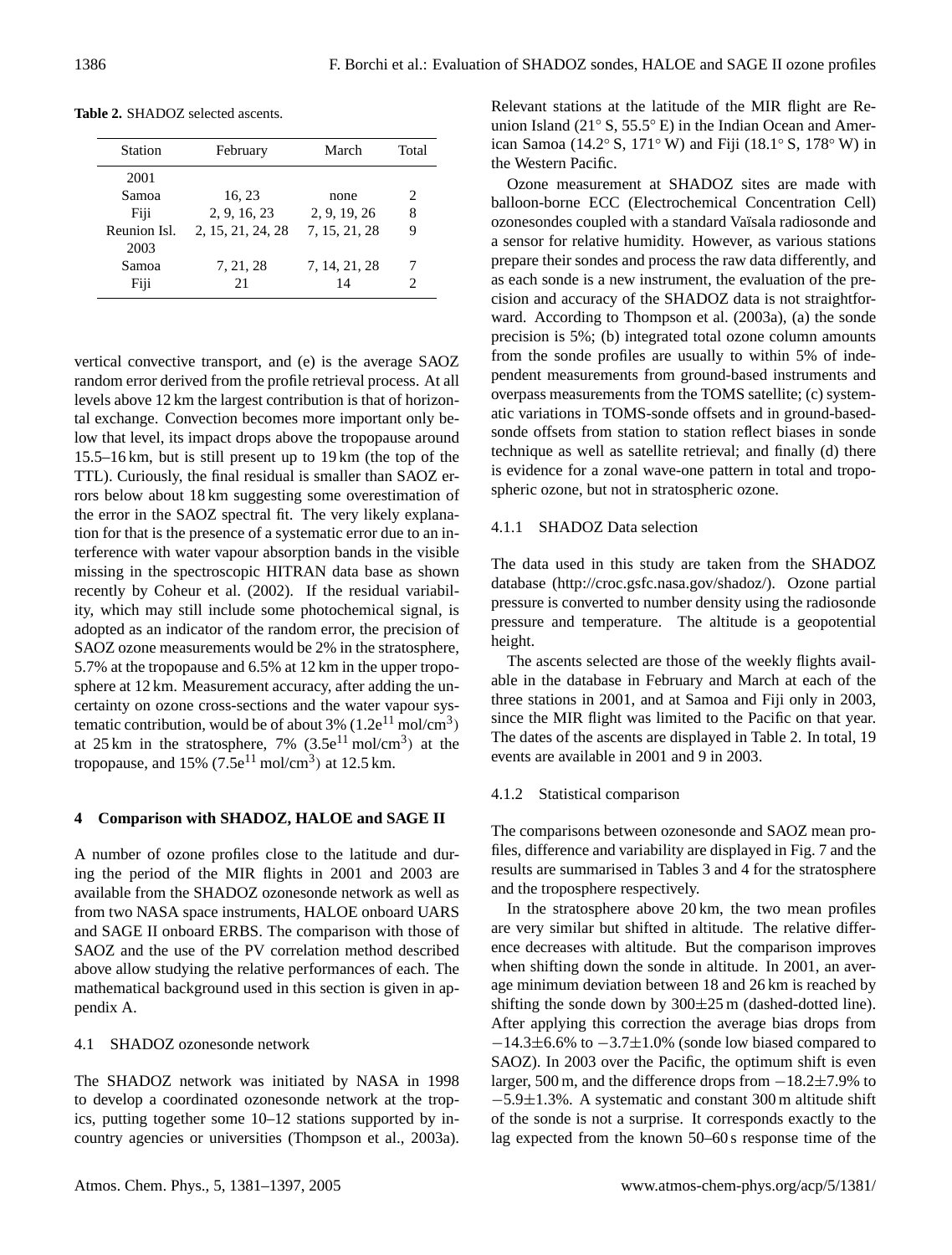**Table 2.** SHADOZ selected ascents.

| Station | February | March | Total |
|---|---|---|---|
| 2001 | | | |
| Samoa | 16, 23 | none | 2 |
| Fiji | 2, 9, 16, 23 | 2, 9, 19, 26 | 8 |
| Reunion Isl. | 2, 15, 21, 24, 28 | 7, 15, 21, 28 | 9 |
| 2003 | | | |
| Samoa | 7, 21, 28 | 7, 14, 21, 28 | 7 |
| Fiji | 21 | 14 | 2 |

vertical convective transport, and (e) is the average SAOZ random error derived from the profile retrieval process. At all levels above 12 km the largest contribution is that of horizontal exchange. Convection becomes more important only below that level, its impact drops above the tropopause around 15.5–16 km, but is still present up to 19 km (the top of the TTL). Curiously, the final residual is smaller than SAOZ errors below about 18 km suggesting some overestimation of the error in the SAOZ spectral fit. The very likely explanation for that is the presence of a systematic error due to an interference with water vapour absorption bands in the visible missing in the spectroscopic HITRAN data base as shown recently by Coheur et al. (2002). If the residual variability, which may still include some photochemical signal, is adopted as an indicator of the random error, the precision of SAOZ ozone measurements would be 2% in the stratosphere, 5.7% at the tropopause and 6.5% at 12 km in the upper troposphere at 12 km. Measurement accuracy, after adding the uncertainty on ozone cross-sections and the water vapour systematic contribution, would be of about 3% ($1.2e^{11}$ mol/cm$^3$) at 25 km in the stratosphere, 7% ($3.5e^{11}$ mol/cm$^3$) at the tropopause, and 15% ($7.5e^{11}$ mol/cm$^3$) at 12.5 km.

## 4 Comparison with SHADOZ, HALOE and SAGE II

A number of ozone profiles close to the latitude and during the period of the MIR flights in 2001 and 2003 are available from the SHADOZ ozonesonde network as well as from two NASA space instruments, HALOE onboard UARS and SAGE II onboard ERBS. The comparison with those of SAOZ and the use of the PV correlation method described above allow studying the relative performances of each. The mathematical background used in this section is given in appendix A.

### 4.1 SHADOZ ozonesonde network

The SHADOZ network was initiated by NASA in 1998 to develop a coordinated ozonesonde network at the tropics, putting together some 10–12 stations supported by in-country agencies or universities (Thompson et al., 2003a). Relevant stations at the latitude of the MIR flight are Reunion Island (21° S, 55.5° E) in the Indian Ocean and American Samoa (14.2° S, 171° W) and Fiji (18.1° S, 178° W) in the Western Pacific.

Ozone measurement at SHADOZ sites are made with balloon-borne ECC (Electrochemical Concentration Cell) ozonesondes coupled with a standard Vaïsala radiosonde and a sensor for relative humidity. However, as various stations prepare their sondes and process the raw data differently, and as each sonde is a new instrument, the evaluation of the precision and accuracy of the SHADOZ data is not straightforward. According to Thompson et al. (2003a), (a) the sonde precision is 5%; (b) integrated total ozone column amounts from the sonde profiles are usually to within 5% of independent measurements from ground-based instruments and overpass measurements from the TOMS satellite; (c) systematic variations in TOMS-sonde offsets and in ground-based-sonde offsets from station to station reflect biases in sonde technique as well as satellite retrieval; and finally (d) there is evidence for a zonal wave-one pattern in total and tropospheric ozone, but not in stratospheric ozone.

#### 4.1.1 SHADOZ Data selection

The data used in this study are taken from the SHADOZ database (http://croc.gsfc.nasa.gov/shadoz/). Ozone partial pressure is converted to number density using the radiosonde pressure and temperature. The altitude is a geopotential height.

The ascents selected are those of the weekly flights available in the database in February and March at each of the three stations in 2001, and at Samoa and Fiji only in 2003, since the MIR flight was limited to the Pacific on that year. The dates of the ascents are displayed in Table 2. In total, 19 events are available in 2001 and 9 in 2003.

#### 4.1.2 Statistical comparison

The comparisons between ozonesonde and SAOZ mean profiles, difference and variability are displayed in Fig. 7 and the results are summarised in Tables 3 and 4 for the stratosphere and the troposphere respectively.

In the stratosphere above 20 km, the two mean profiles are very similar but shifted in altitude. The relative difference decreases with altitude. But the comparison improves when shifting down the sonde in altitude. In 2001, an average minimum deviation between 18 and 26 km is reached by shifting the sonde down by 300±25 m (dashed-dotted line). After applying this correction the average bias drops from −14.3±6.6% to −3.7±1.0% (sonde low biased compared to SAOZ). In 2003 over the Pacific, the optimum shift is even larger, 500 m, and the difference drops from −18.2±7.9% to −5.9±1.3%. A systematic and constant 300 m altitude shift of the sonde is not a surprise. It corresponds exactly to the lag expected from the known 50–60 s response time of the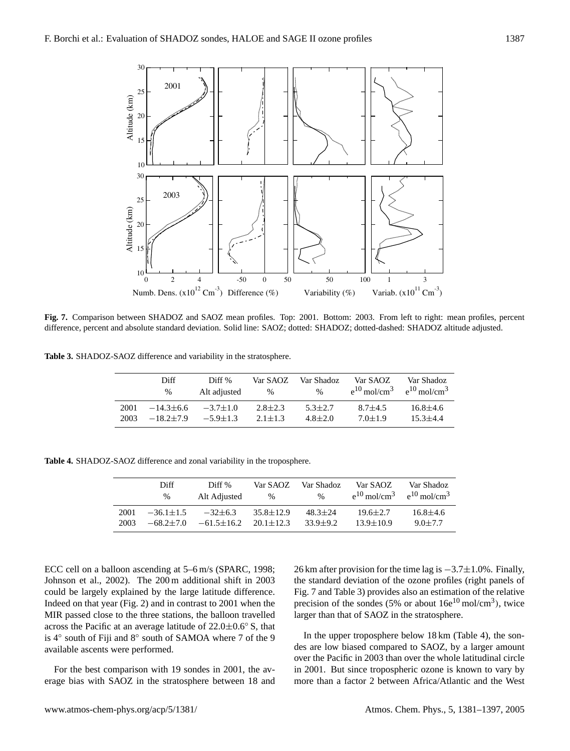**Fig. 7.** Comparison between SHADOZ and SAOZ mean profiles. Top: 2001. Bottom: 2003. From left to right: mean profiles, percent difference, percent and absolute standard deviation. Solid line: SAOZ; dotted: SHADOZ; dotted-dashed: SHADOZ altitude adjusted.

**Table 3.** SHADOZ-SAOZ difference and variability in the stratosphere.

| | Diff % | Diff % Alt adjusted | Var SAOZ % | Var Shadoz % | Var SAOZ $e^{10}$ mol/cm$^3$ | Var Shadoz $e^{10}$ mol/cm$^3$ |
|---|---|---|---|---|---|---|
| 2001 | −14.3±6.6 | −3.7±1.0 | 2.8±2.3 | 5.3±2.7 | 8.7±4.5 | 16.8±4.6 |
| 2003 | −18.2±7.9 | −5.9±1.3 | 2.1±1.3 | 4.8±2.0 | 7.0±1.9 | 15.3±4.4 |

**Table 4.** SHADOZ-SAOZ difference and zonal variability in the troposphere.

| | Diff % | Diff % Alt Adjusted | Var SAOZ % | Var Shadoz % | Var SAOZ $e^{10}$ mol/cm$^3$ | Var Shadoz $e^{10}$ mol/cm$^3$ |
|---|---|---|---|---|---|---|
| 2001 | −36.1±1.5 | −32±6.3 | 35.8±12.9 | 48.3±24 | 19.6±2.7 | 16.8±4.6 |
| 2003 | −68.2±7.0 | −61.5±16.2 | 20.1±12.3 | 33.9±9.2 | 13.9±10.9 | 9.0±7.7 |

ECC cell on a balloon ascending at 5–6 m/s (SPARC, 1998; Johnson et al., 2002). The 200 m additional shift in 2003 could be largely explained by the large latitude difference. Indeed on that year (Fig. 2) and in contrast to 2001 when the MIR passed close to the three stations, the balloon travelled across the Pacific at an average latitude of 22.0±0.6° S, that is 4° south of Fiji and 8° south of SAMOA where 7 of the 9 available ascents were performed.

For the best comparison with 19 sondes in 2001, the average bias with SAOZ in the stratosphere between 18 and 26 km after provision for the time lag is −3.7±1.0%. Finally, the standard deviation of the ozone profiles (right panels of Fig. 7 and Table 3) provides also an estimation of the relative precision of the sondes (5% or about 16$e^{10}$ mol/cm$^3$), twice larger than that of SAOZ in the stratosphere.

In the upper troposphere below 18 km (Table 4), the sondes are low biased compared to SAOZ, by a larger amount over the Pacific in 2003 than over the whole latitudinal circle in 2001. But since tropospheric ozone is known to vary by more than a factor 2 between Africa/Atlantic and the West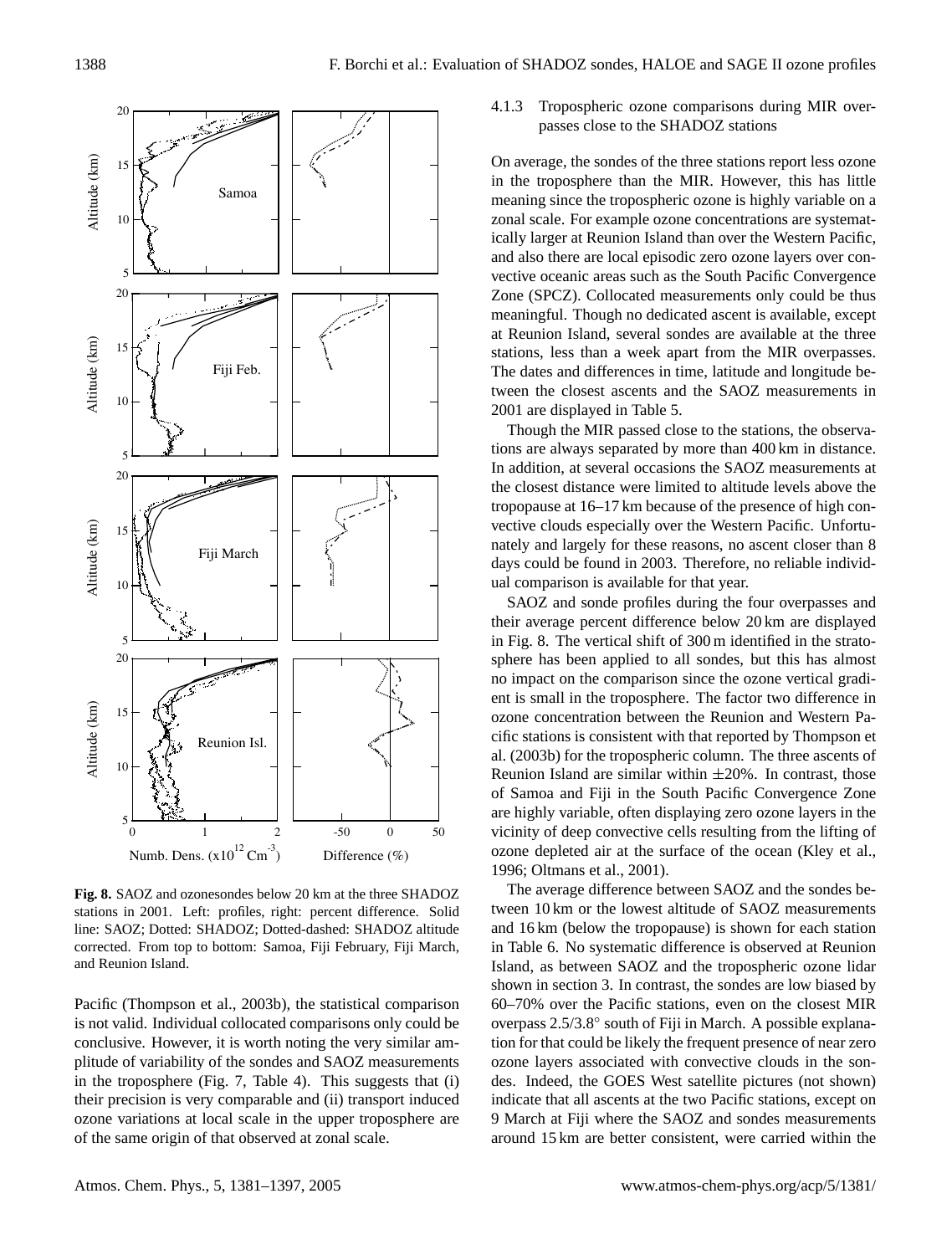**Fig. 8.** SAOZ and ozonesondes below 20 km at the three SHADOZ stations in 2001. Left: profiles, right: percent difference. Solid line: SAOZ; Dotted: SHADOZ; Dotted-dashed: SHADOZ altitude corrected. From top to bottom: Samoa, Fiji February, Fiji March, and Reunion Island.

Pacific (Thompson et al., 2003b), the statistical comparison is not valid. Individual collocated comparisons only could be conclusive. However, it is worth noting the very similar amplitude of variability of the sondes and SAOZ measurements in the troposphere (Fig. 7, Table 4). This suggests that (i) their precision is very comparable and (ii) transport induced ozone variations at local scale in the upper troposphere are of the same origin of that observed at zonal scale.

#### 4.1.3 Tropospheric ozone comparisons during MIR overpasses close to the SHADOZ stations

On average, the sondes of the three stations report less ozone in the troposphere than the MIR. However, this has little meaning since the tropospheric ozone is highly variable on a zonal scale. For example ozone concentrations are systematically larger at Reunion Island than over the Western Pacific, and also there are local episodic zero ozone layers over convective oceanic areas such as the South Pacific Convergence Zone (SPCZ). Collocated measurements only could be thus meaningful. Though no dedicated ascent is available, except at Reunion Island, several sondes are available at the three stations, less than a week apart from the MIR overpasses. The dates and differences in time, latitude and longitude between the closest ascents and the SAOZ measurements in 2001 are displayed in Table 5.

Though the MIR passed close to the stations, the observations are always separated by more than 400 km in distance. In addition, at several occasions the SAOZ measurements at the closest distance were limited to altitude levels above the tropopause at 16–17 km because of the presence of high convective clouds especially over the Western Pacific. Unfortunately and largely for these reasons, no ascent closer than 8 days could be found in 2003. Therefore, no reliable individual comparison is available for that year.

SAOZ and sonde profiles during the four overpasses and their average percent difference below 20 km are displayed in Fig. 8. The vertical shift of 300 m identified in the stratosphere has been applied to all sondes, but this has almost no impact on the comparison since the ozone vertical gradient is small in the troposphere. The factor two difference in ozone concentration between the Reunion and Western Pacific stations is consistent with that reported by Thompson et al. (2003b) for the tropospheric column. The three ascents of Reunion Island are similar within ±20%. In contrast, those of Samoa and Fiji in the South Pacific Convergence Zone are highly variable, often displaying zero ozone layers in the vicinity of deep convective cells resulting from the lifting of ozone depleted air at the surface of the ocean (Kley et al., 1996; Oltmans et al., 2001).

The average difference between SAOZ and the sondes between 10 km or the lowest altitude of SAOZ measurements and 16 km (below the tropopause) is shown for each station in Table 6. No systematic difference is observed at Reunion Island, as between SAOZ and the tropospheric ozone lidar shown in section 3. In contrast, the sondes are low biased by 60–70% over the Pacific stations, even on the closest MIR overpass 2.5/3.8° south of Fiji in March. A possible explanation for that could be likely the frequent presence of near zero ozone layers associated with convective clouds in the sondes. Indeed, the GOES West satellite pictures (not shown) indicate that all ascents at the two Pacific stations, except on 9 March at Fiji where the SAOZ and sondes measurements around 15 km are better consistent, were carried within the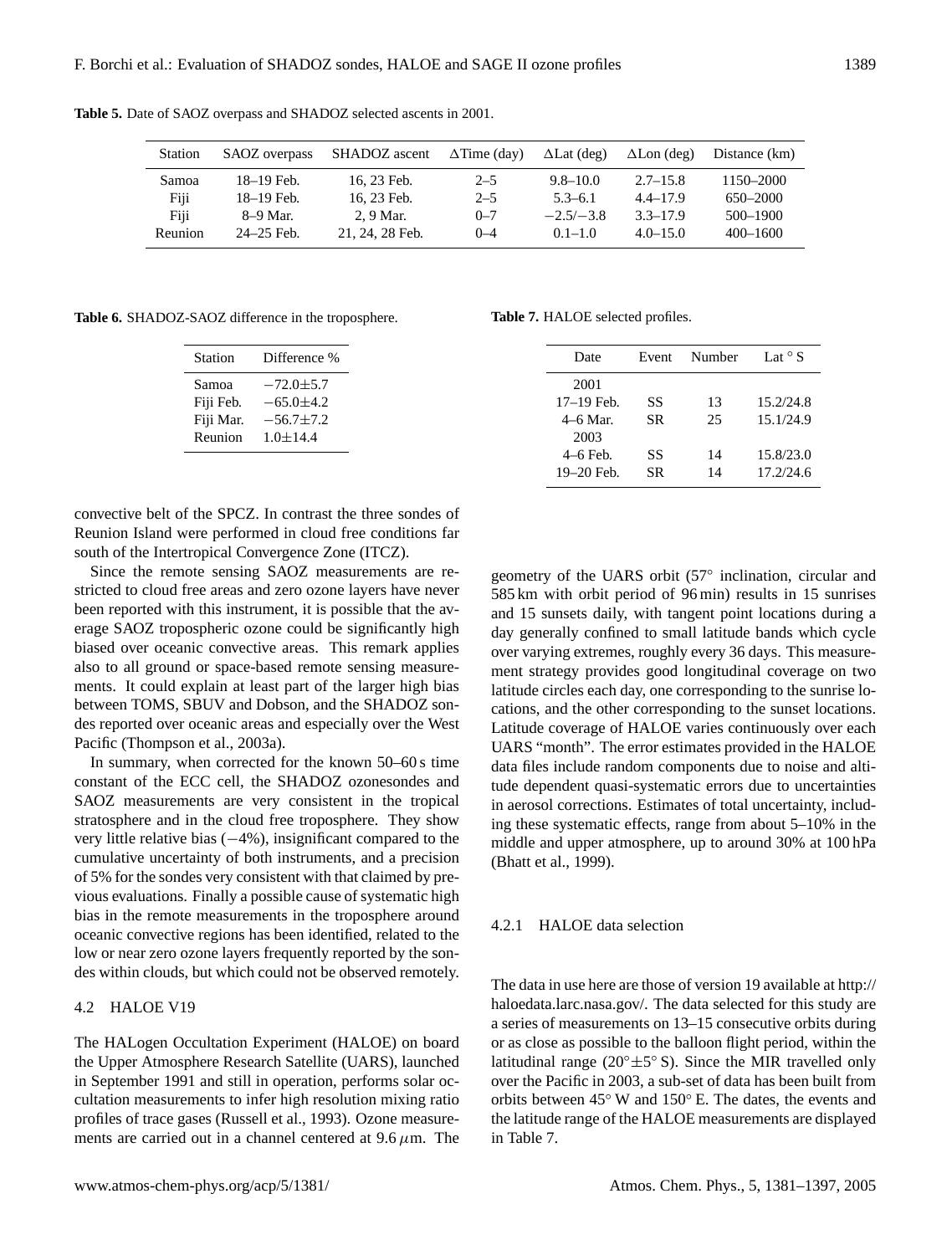**Table 5.** Date of SAOZ overpass and SHADOZ selected ascents in 2001.

| Station | SAOZ overpass | SHADOZ ascent | $\Delta$Time (day) | $\Delta$Lat (deg) | $\Delta$Lon (deg) | Distance (km) |
|---|---|---|---|---|---|---|
| Samoa | 18–19 Feb. | 16, 23 Feb. | 2–5 | 9.8–10.0 | 2.7–15.8 | 1150–2000 |
| Fiji | 18–19 Feb. | 16, 23 Feb. | 2–5 | 5.3–6.1 | 4.4–17.9 | 650–2000 |
| Fiji | 8–9 Mar. | 2, 9 Mar. | 0–7 | −2.5/−3.8 | 3.3–17.9 | 500–1900 |
| Reunion | 24–25 Feb. | 21, 24, 28 Feb. | 0–4 | 0.1–1.0 | 4.0–15.0 | 400–1600 |

**Table 6.** SHADOZ-SAOZ difference in the troposphere.

| Station | Difference % |
|---|---|
| Samoa | −72.0±5.7 |
| Fiji Feb. | −65.0±4.2 |
| Fiji Mar. | −56.7±7.2 |
| Reunion | 1.0±14.4 |

convective belt of the SPCZ. In contrast the three sondes of Reunion Island were performed in cloud free conditions far south of the Intertropical Convergence Zone (ITCZ).

Since the remote sensing SAOZ measurements are restricted to cloud free areas and zero ozone layers have never been reported with this instrument, it is possible that the average SAOZ tropospheric ozone could be significantly high biased over oceanic convective areas. This remark applies also to all ground or space-based remote sensing measurements. It could explain at least part of the larger high bias between TOMS, SBUV and Dobson, and the SHADOZ sondes reported over oceanic areas and especially over the West Pacific (Thompson et al., 2003a).

In summary, when corrected for the known 50–60 s time constant of the ECC cell, the SHADOZ ozonesondes and SAOZ measurements are very consistent in the tropical stratosphere and in the cloud free troposphere. They show very little relative bias (−4%), insignificant compared to the cumulative uncertainty of both instruments, and a precision of 5% for the sondes very consistent with that claimed by previous evaluations. Finally a possible cause of systematic high bias in the remote measurements in the troposphere around oceanic convective regions has been identified, related to the low or near zero ozone layers frequently reported by the sondes within clouds, but which could not be observed remotely.

### 4.2 HALOE V19

The HALogen Occultation Experiment (HALOE) on board the Upper Atmosphere Research Satellite (UARS), launched in September 1991 and still in operation, performs solar occultation measurements to infer high resolution mixing ratio profiles of trace gases (Russell et al., 1993). Ozone measurements are carried out in a channel centered at 9.6 $\mu$m. The geometry of the UARS orbit (57° inclination, circular and 585 km with orbit period of 96 min) results in 15 sunrises and 15 sunsets daily, with tangent point locations during a day generally confined to small latitude bands which cycle over varying extremes, roughly every 36 days. This measurement strategy provides good longitudinal coverage on two latitude circles each day, one corresponding to the sunrise locations, and the other corresponding to the sunset locations. Latitude coverage of HALOE varies continuously over each UARS "month". The error estimates provided in the HALOE data files include random components due to noise and altitude dependent quasi-systematic errors due to uncertainties in aerosol corrections. Estimates of total uncertainty, including these systematic effects, range from about 5–10% in the middle and upper atmosphere, up to around 30% at 100 hPa (Bhatt et al., 1999).

**Table 7.** HALOE selected profiles.

| Date | Event | Number | Lat ° S |
|---|---|---|---|
| 2001 | | | |
| 17–19 Feb. | SS | 13 | 15.2/24.8 |
| 4–6 Mar. | SR | 25 | 15.1/24.9 |
| 2003 | | | |
| 4–6 Feb. | SS | 14 | 15.8/23.0 |
| 19–20 Feb. | SR | 14 | 17.2/24.6 |

#### 4.2.1 HALOE data selection

The data in use here are those of version 19 available at http://haloedata.larc.nasa.gov/. The data selected for this study are a series of measurements on 13–15 consecutive orbits during or as close as possible to the balloon flight period, within the latitudinal range (20°±5° S). Since the MIR travelled only over the Pacific in 2003, a sub-set of data has been built from orbits between 45° W and 150° E. The dates, the events and the latitude range of the HALOE measurements are displayed in Table 7.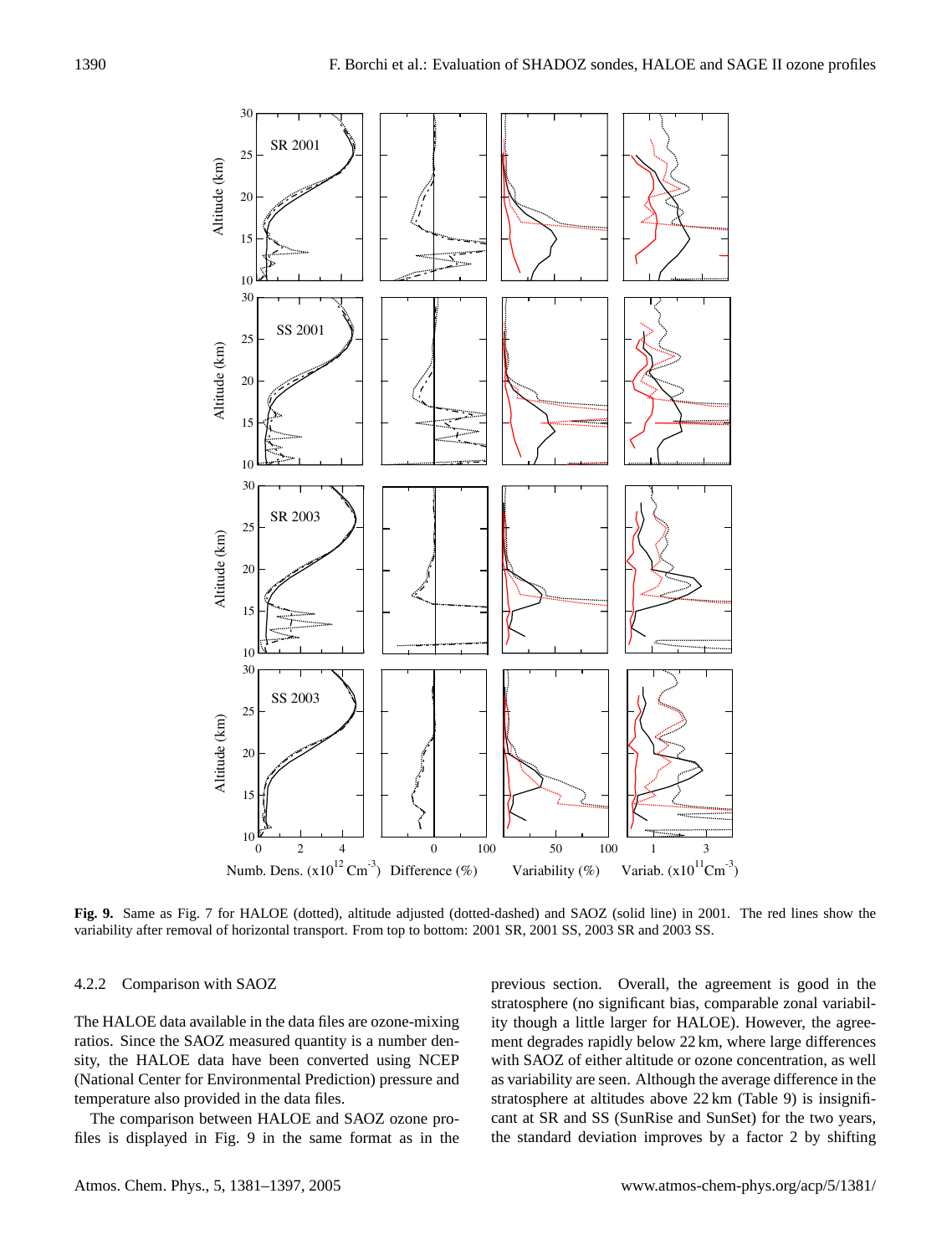**Fig. 9.** Same as Fig. 7 for HALOE (dotted), altitude adjusted (dotted-dashed) and SAOZ (solid line) in 2001. The red lines show the variability after removal of horizontal transport. From top to bottom: 2001 SR, 2001 SS, 2003 SR and 2003 SS.

#### 4.2.2 Comparison with SAOZ

The HALOE data available in the data files are ozone-mixing ratios. Since the SAOZ measured quantity is a number density, the HALOE data have been converted using NCEP (National Center for Environmental Prediction) pressure and temperature also provided in the data files.

The comparison between HALOE and SAOZ ozone profiles is displayed in Fig. 9 in the same format as in the previous section. Overall, the agreement is good in the stratosphere (no significant bias, comparable zonal variability though a little larger for HALOE). However, the agreement degrades rapidly below 22 km, where large differences with SAOZ of either altitude or ozone concentration, as well as variability are seen. Although the average difference in the stratosphere at altitudes above 22 km (Table 9) is insignificant at SR and SS (SunRise and SunSet) for the two years, the standard deviation improves by a factor 2 by shifting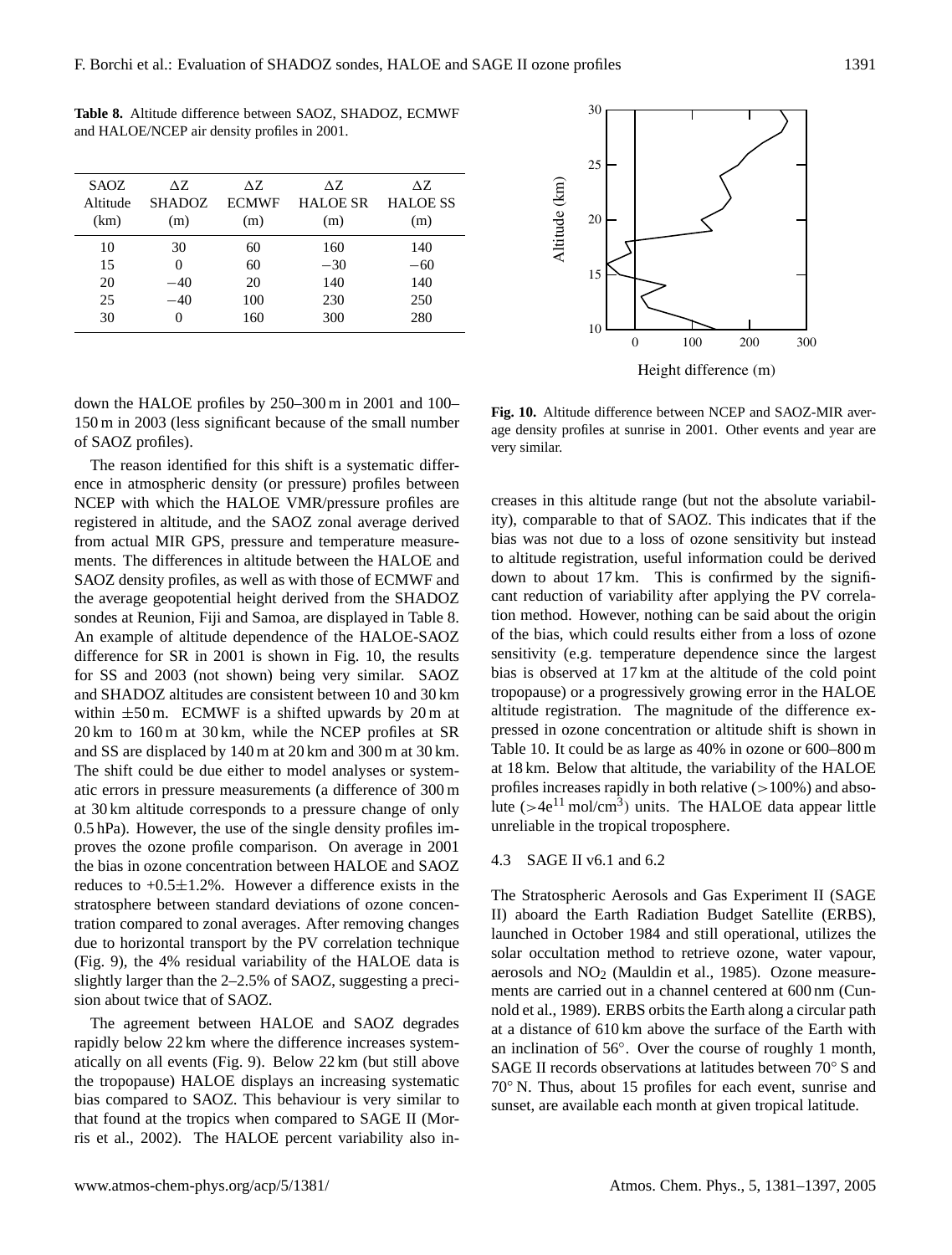**Table 8.** Altitude difference between SAOZ, SHADOZ, ECMWF and HALOE/NCEP air density profiles in 2001.

| SAOZ Altitude (km) | ΔZ SHADOZ (m) | ΔZ ECMWF (m) | ΔZ HALOE SR (m) | ΔZ HALOE SS (m) |
|---|---|---|---|---|
| 10 | 30 | 60 | 160 | 140 |
| 15 | 0 | 60 | −30 | −60 |
| 20 | −40 | 20 | 140 | 140 |
| 25 | −40 | 100 | 230 | 250 |
| 30 | 0 | 160 | 300 | 280 |

down the HALOE profiles by 250–300 m in 2001 and 100–150 m in 2003 (less significant because of the small number of SAOZ profiles).

The reason identified for this shift is a systematic difference in atmospheric density (or pressure) profiles between NCEP with which the HALOE VMR/pressure profiles are registered in altitude, and the SAOZ zonal average derived from actual MIR GPS, pressure and temperature measurements. The differences in altitude between the HALOE and SAOZ density profiles, as well as with those of ECMWF and the average geopotential height derived from the SHADOZ sondes at Reunion, Fiji and Samoa, are displayed in Table 8. An example of altitude dependence of the HALOE-SAOZ difference for SR in 2001 is shown in Fig. 10, the results for SS and 2003 (not shown) being very similar. SAOZ and SHADOZ altitudes are consistent between 10 and 30 km within ±50 m. ECMWF is a shifted upwards by 20 m at 20 km to 160 m at 30 km, while the NCEP profiles at SR and SS are displaced by 140 m at 20 km and 300 m at 30 km. The shift could be due either to model analyses or systematic errors in pressure measurements (a difference of 300 m at 30 km altitude corresponds to a pressure change of only 0.5 hPa). However, the use of the single density profiles improves the ozone profile comparison. On average in 2001 the bias in ozone concentration between HALOE and SAOZ reduces to +0.5±1.2%. However a difference exists in the stratosphere between standard deviations of ozone concentration compared to zonal averages. After removing changes due to horizontal transport by the PV correlation technique (Fig. 9), the 4% residual variability of the HALOE data is slightly larger than the 2–2.5% of SAOZ, suggesting a precision about twice that of SAOZ.

The agreement between HALOE and SAOZ degrades rapidly below 22 km where the difference increases systematically on all events (Fig. 9). Below 22 km (but still above the tropopause) HALOE displays an increasing systematic bias compared to SAOZ. This behaviour is very similar to that found at the tropics when compared to SAGE II (Morris et al., 2002). The HALOE percent variability also increases in this altitude range (but not the absolute variability), comparable to that of SAOZ. This indicates that if the bias was not due to a loss of ozone sensitivity but instead to altitude registration, useful information could be derived down to about 17 km. This is confirmed by the significant reduction of variability after applying the PV correlation method. However, nothing can be said about the origin of the bias, which could results either from a loss of ozone sensitivity (e.g. temperature dependence since the largest bias is observed at 17 km at the altitude of the cold point tropopause) or a progressively growing error in the HALOE altitude registration. The magnitude of the difference expressed in ozone concentration or altitude shift is shown in Table 10. It could be as large as 40% in ozone or 600–800 m at 18 km. Below that altitude, the variability of the HALOE profiles increases rapidly in both relative (>100%) and absolute ($>4e^{11}$ mol/cm$^3$) units. The HALOE data appear little unreliable in the tropical troposphere.

**Fig. 10.** Altitude difference between NCEP and SAOZ-MIR average density profiles at sunrise in 2001. Other events and year are very similar.

### 4.3 SAGE II v6.1 and 6.2

The Stratospheric Aerosols and Gas Experiment II (SAGE II) aboard the Earth Radiation Budget Satellite (ERBS), launched in October 1984 and still operational, utilizes the solar occultation method to retrieve ozone, water vapour, aerosols and $NO_2$ (Mauldin et al., 1985). Ozone measurements are carried out in a channel centered at 600 nm (Cunnold et al., 1989). ERBS orbits the Earth along a circular path at a distance of 610 km above the surface of the Earth with an inclination of 56°. Over the course of roughly 1 month, SAGE II records observations at latitudes between 70° S and 70° N. Thus, about 15 profiles for each event, sunrise and sunset, are available each month at given tropical latitude.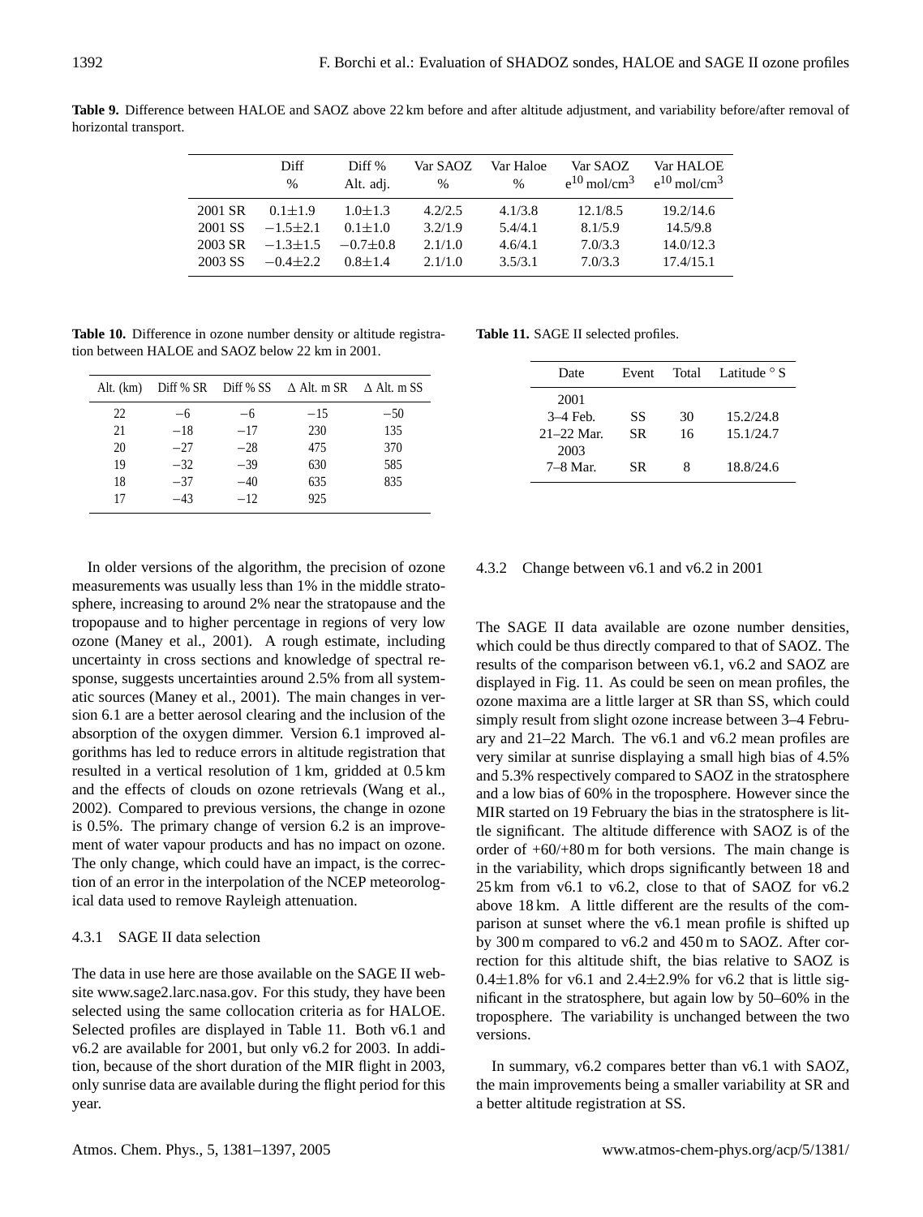**Table 9.** Difference between HALOE and SAOZ above 22 km before and after altitude adjustment, and variability before/after removal of horizontal transport.

| | Diff % | Diff % Alt. adj. | Var SAOZ % | Var Haloe % | Var SAOZ $e^{10}$ mol/cm$^3$ | Var HALOE $e^{10}$ mol/cm$^3$ |
|---|---|---|---|---|---|---|
| 2001 SR | 0.1±1.9 | 1.0±1.3 | 4.2/2.5 | 4.1/3.8 | 12.1/8.5 | 19.2/14.6 |
| 2001 SS | −1.5±2.1 | 0.1±1.0 | 3.2/1.9 | 5.4/4.1 | 8.1/5.9 | 14.5/9.8 |
| 2003 SR | −1.3±1.5 | −0.7±0.8 | 2.1/1.0 | 4.6/4.1 | 7.0/3.3 | 14.0/12.3 |
| 2003 SS | −0.4±2.2 | 0.8±1.4 | 2.1/1.0 | 3.5/3.1 | 7.0/3.3 | 17.4/15.1 |

**Table 10.** Difference in ozone number density or altitude registration between HALOE and SAOZ below 22 km in 2001.

| Alt. (km) | Diff % SR | Diff % SS | Δ Alt. m SR | Δ Alt. m SS |
|---|---|---|---|---|
| 22 | −6 | −6 | −15 | −50 |
| 21 | −18 | −17 | 230 | 135 |
| 20 | −27 | −28 | 475 | 370 |
| 19 | −32 | −39 | 630 | 585 |
| 18 | −37 | −40 | 635 | 835 |
| 17 | −43 | −12 | 925 | |

**Table 11.** SAGE II selected profiles.

| Date | Event | Total | Latitude ° S |
|---|---|---|---|
| 2001 | | | |
| 3–4 Feb. | SS | 30 | 15.2/24.8 |
| 21–22 Mar. | SR | 16 | 15.1/24.7 |
| 2003 | | | |
| 7–8 Mar. | SR | 8 | 18.8/24.6 |

In older versions of the algorithm, the precision of ozone measurements was usually less than 1% in the middle stratosphere, increasing to around 2% near the stratopause and the tropopause and to higher percentage in regions of very low ozone (Maney et al., 2001). A rough estimate, including uncertainty in cross sections and knowledge of spectral response, suggests uncertainties around 2.5% from all systematic sources (Maney et al., 2001). The main changes in version 6.1 are a better aerosol clearing and the inclusion of the absorption of the oxygen dimmer. Version 6.1 improved algorithms has led to reduce errors in altitude registration that resulted in a vertical resolution of 1 km, gridded at 0.5 km and the effects of clouds on ozone retrievals (Wang et al., 2002). Compared to previous versions, the change in ozone is 0.5%. The primary change of version 6.2 is an improvement of water vapour products and has no impact on ozone. The only change, which could have an impact, is the correction of an error in the interpolation of the NCEP meteorological data used to remove Rayleigh attenuation.

#### 4.3.1 SAGE II data selection

The data in use here are those available on the SAGE II website www.sage2.larc.nasa.gov. For this study, they have been selected using the same collocation criteria as for HALOE. Selected profiles are displayed in Table 11. Both v6.1 and v6.2 are available for 2001, but only v6.2 for 2003. In addition, because of the short duration of the MIR flight in 2003, only sunrise data are available during the flight period for this year.

#### 4.3.2 Change between v6.1 and v6.2 in 2001

The SAGE II data available are ozone number densities, which could be thus directly compared to that of SAOZ. The results of the comparison between v6.1, v6.2 and SAOZ are displayed in Fig. 11. As could be seen on mean profiles, the ozone maxima are a little larger at SR than SS, which could simply result from slight ozone increase between 3–4 February and 21–22 March. The v6.1 and v6.2 mean profiles are very similar at sunrise displaying a small high bias of 4.5% and 5.3% respectively compared to SAOZ in the stratosphere and a low bias of 60% in the troposphere. However since the MIR started on 19 February the bias in the stratosphere is little significant. The altitude difference with SAOZ is of the order of +60/+80 m for both versions. The main change is in the variability, which drops significantly between 18 and 25 km from v6.1 to v6.2, close to that of SAOZ for v6.2 above 18 km. A little different are the results of the comparison at sunset where the v6.1 mean profile is shifted up by 300 m compared to v6.2 and 450 m to SAOZ. After correction for this altitude shift, the bias relative to SAOZ is 0.4±1.8% for v6.1 and 2.4±2.9% for v6.2 that is little significant in the stratosphere, but again low by 50–60% in the troposphere. The variability is unchanged between the two versions.

In summary, v6.2 compares better than v6.1 with SAOZ, the main improvements being a smaller variability at SR and a better altitude registration at SS.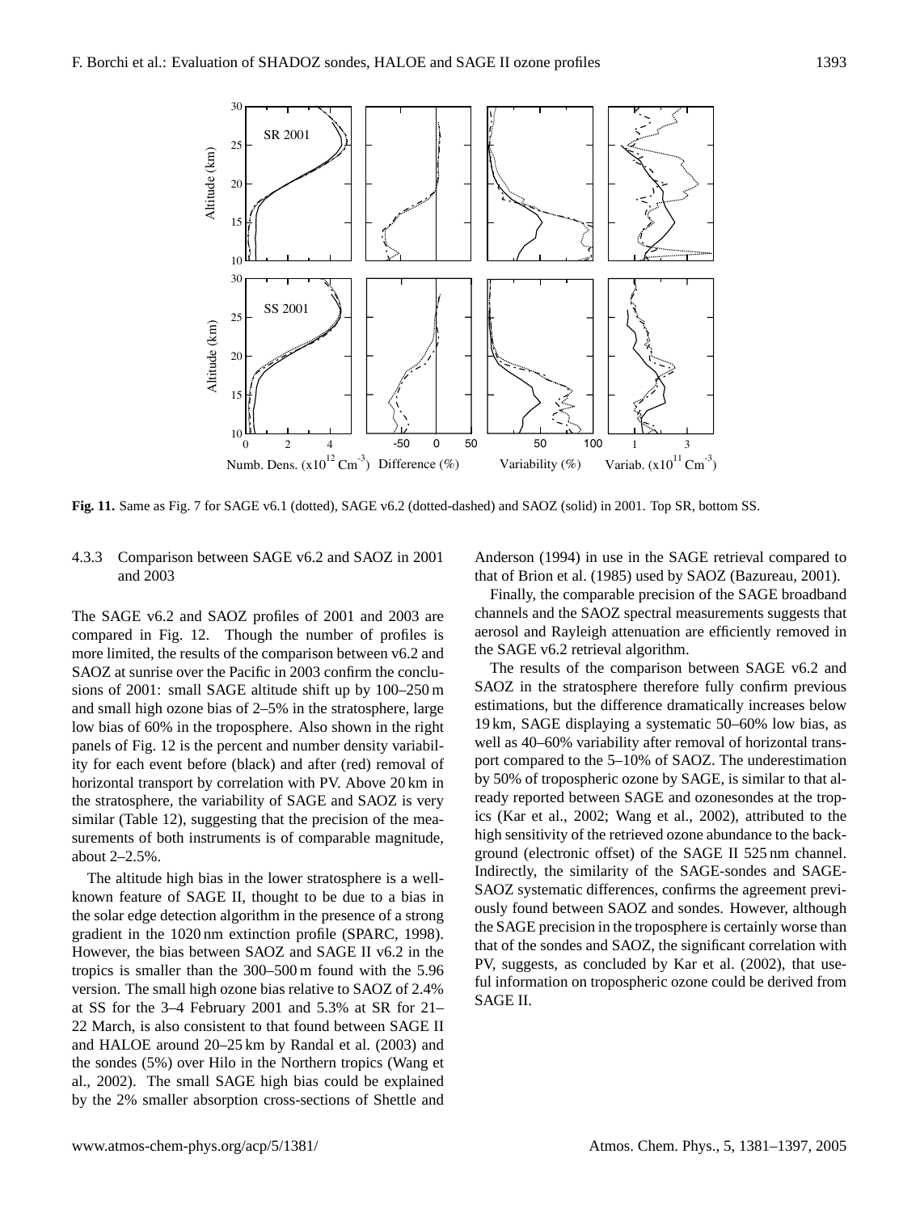**Fig. 11.** Same as Fig. 7 for SAGE v6.1 (dotted), SAGE v6.2 (dotted-dashed) and SAOZ (solid) in 2001. Top SR, bottom SS.

#### 4.3.3 Comparison between SAGE v6.2 and SAOZ in 2001 and 2003

The SAGE v6.2 and SAOZ profiles of 2001 and 2003 are compared in Fig. 12. Though the number of profiles is more limited, the results of the comparison between v6.2 and SAOZ at sunrise over the Pacific in 2003 confirm the conclusions of 2001: small SAGE altitude shift up by 100–250 m and small high ozone bias of 2–5% in the stratosphere, large low bias of 60% in the troposphere. Also shown in the right panels of Fig. 12 is the percent and number density variability for each event before (black) and after (red) removal of horizontal transport by correlation with PV. Above 20 km in the stratosphere, the variability of SAGE and SAOZ is very similar (Table 12), suggesting that the precision of the measurements of both instruments is of comparable magnitude, about 2–2.5%.

The altitude high bias in the lower stratosphere is a well-known feature of SAGE II, thought to be due to a bias in the solar edge detection algorithm in the presence of a strong gradient in the 1020 nm extinction profile (SPARC, 1998). However, the bias between SAOZ and SAGE II v6.2 in the tropics is smaller than the 300–500 m found with the 5.96 version. The small high ozone bias relative to SAOZ of 2.4% at SS for the 3–4 February 2001 and 5.3% at SR for 21–22 March, is also consistent to that found between SAGE II and HALOE around 20–25 km by Randal et al. (2003) and the sondes (5%) over Hilo in the Northern tropics (Wang et al., 2002). The small SAGE high bias could be explained by the 2% smaller absorption cross-sections of Shettle and Anderson (1994) in use in the SAGE retrieval compared to that of Brion et al. (1985) used by SAOZ (Bazureau, 2001).

Finally, the comparable precision of the SAGE broadband channels and the SAOZ spectral measurements suggests that aerosol and Rayleigh attenuation are efficiently removed in the SAGE v6.2 retrieval algorithm.

The results of the comparison between SAGE v6.2 and SAOZ in the stratosphere therefore fully confirm previous estimations, but the difference dramatically increases below 19 km, SAGE displaying a systematic 50–60% low bias, as well as 40–60% variability after removal of horizontal transport compared to the 5–10% of SAOZ. The underestimation by 50% of tropospheric ozone by SAGE, is similar to that already reported between SAGE and ozonesondes at the tropics (Kar et al., 2002; Wang et al., 2002), attributed to the high sensitivity of the retrieved ozone abundance to the background (electronic offset) of the SAGE II 525 nm channel. Indirectly, the similarity of the SAGE-sondes and SAGE-SAOZ systematic differences, confirms the agreement previously found between SAOZ and sondes. However, although the SAGE precision in the troposphere is certainly worse than that of the sondes and SAOZ, the significant correlation with PV, suggests, as concluded by Kar et al. (2002), that useful information on tropospheric ozone could be derived from SAGE II.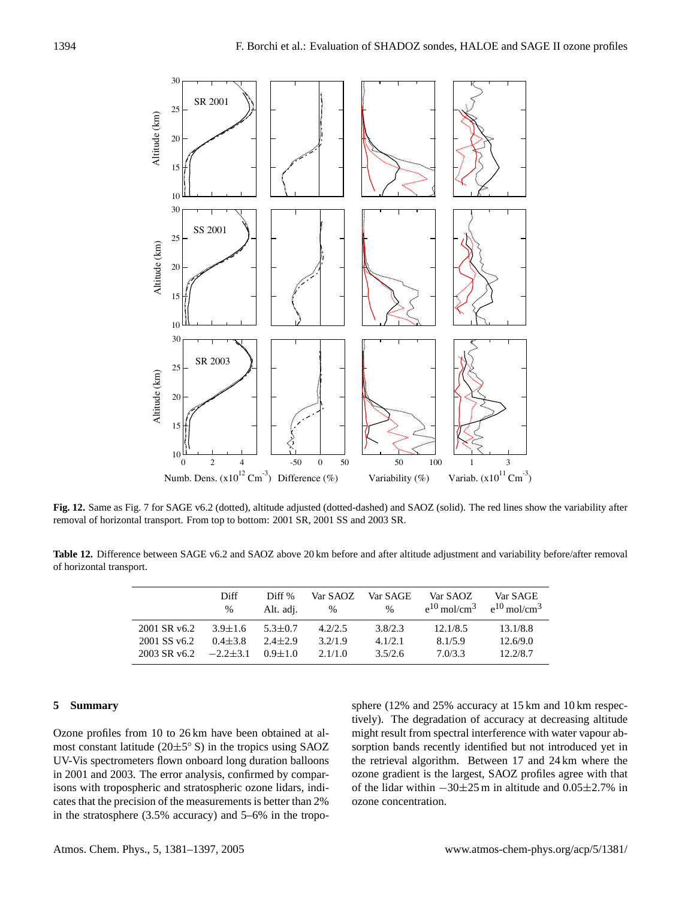**Fig. 12.** Same as Fig. 7 for SAGE v6.2 (dotted), altitude adjusted (dotted-dashed) and SAOZ (solid). The red lines show the variability after removal of horizontal transport. From top to bottom: 2001 SR, 2001 SS and 2003 SR.

**Table 12.** Difference between SAGE v6.2 and SAOZ above 20 km before and after altitude adjustment and variability before/after removal of horizontal transport.

| | Diff % | Diff % Alt. adj. | Var SAOZ % | Var SAGE % | Var SAOZ $e^{10}$ mol/cm$^3$ | Var SAGE $e^{10}$ mol/cm$^3$ |
|---|---|---|---|---|---|---|
| 2001 SR v6.2 | 3.9±1.6 | 5.3±0.7 | 4.2/2.5 | 3.8/2.3 | 12.1/8.5 | 13.1/8.8 |
| 2001 SS v6.2 | 0.4±3.8 | 2.4±2.9 | 3.2/1.9 | 4.1/2.1 | 8.1/5.9 | 12.6/9.0 |
| 2003 SR v6.2 | −2.2±3.1 | 0.9±1.0 | 2.1/1.0 | 3.5/2.6 | 7.0/3.3 | 12.2/8.7 |

## 5 Summary

Ozone profiles from 10 to 26 km have been obtained at almost constant latitude (20±5° S) in the tropics using SAOZ UV-Vis spectrometers flown onboard long duration balloons in 2001 and 2003. The error analysis, confirmed by comparisons with tropospheric and stratospheric ozone lidars, indicates that the precision of the measurements is better than 2% in the stratosphere (3.5% accuracy) and 5–6% in the troposphere (12% and 25% accuracy at 15 km and 10 km respectively). The degradation of accuracy at decreasing altitude might result from spectral interference with water vapour absorption bands recently identified but not introduced yet in the retrieval algorithm. Between 17 and 24 km where the ozone gradient is the largest, SAOZ profiles agree with that of the lidar within −30±25 m in altitude and 0.05±2.7% in ozone concentration.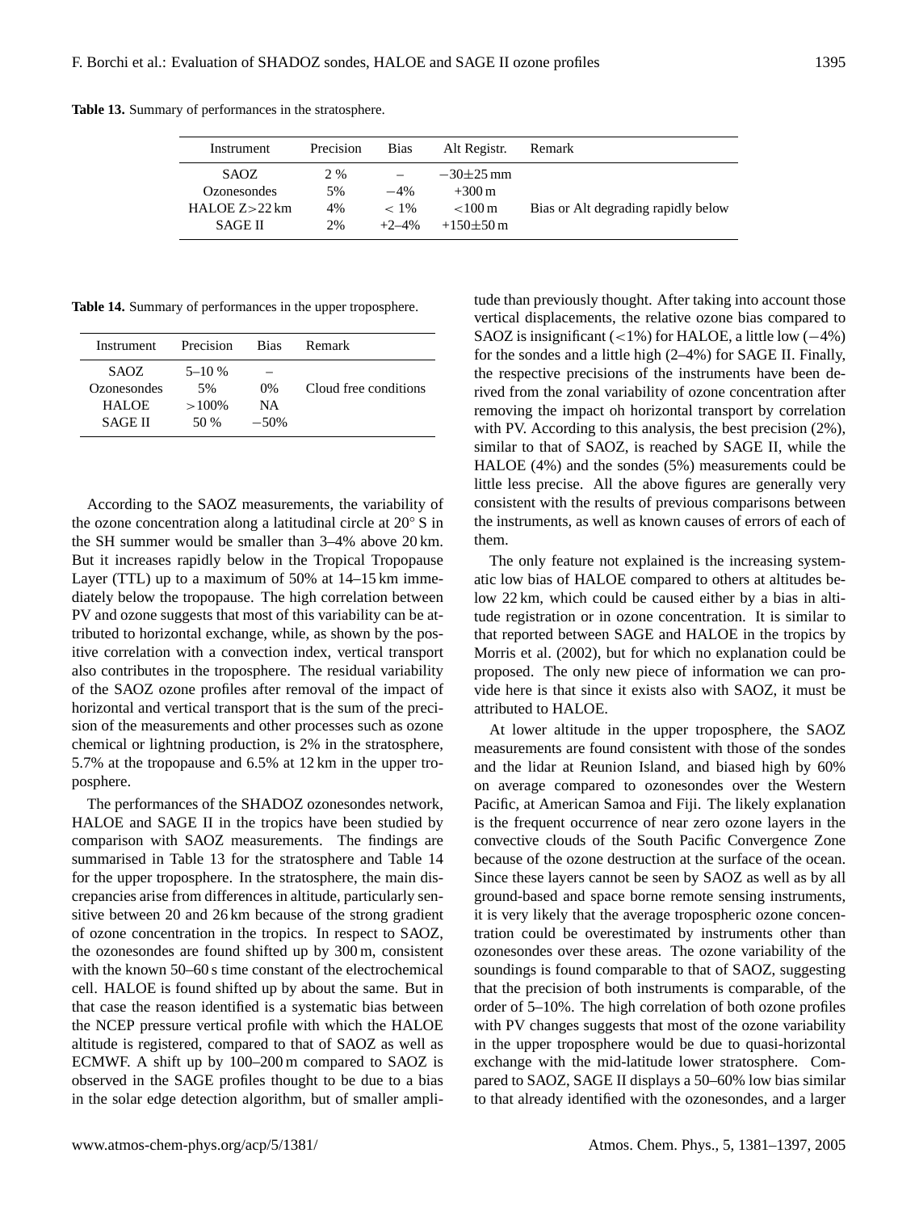**Table 13.** Summary of performances in the stratosphere.

| Instrument | Precision | Bias | Alt Registr. | Remark |
|---|---|---|---|---|
| SAOZ | 2 % | – | $-30 \pm 25$ mm | |
| Ozonesondes | 5% | $-4\%$ | $+300$ m | |
| HALOE $Z>22$ km | 4% | $<1\%$ | $<100$ m | Bias or Alt degrading rapidly below |
| SAGE II | 2% | $+2$–$4\%$ | $+150 \pm 50$ m | |

**Table 14.** Summary of performances in the upper troposphere.

| Instrument | Precision | Bias | Remark |
|---|---|---|---|
| SAOZ | 5–10 % | – | |
| Ozonesondes | 5% | 0% | Cloud free conditions |
| HALOE | $>100\%$ | NA | |
| SAGE II | 50 % | $-50\%$ | |

According to the SAOZ measurements, the variability of the ozone concentration along a latitudinal circle at 20° S in the SH summer would be smaller than 3–4% above 20 km. But it increases rapidly below in the Tropical Tropopause Layer (TTL) up to a maximum of 50% at 14–15 km immediately below the tropopause. The high correlation between PV and ozone suggests that most of this variability can be attributed to horizontal exchange, while, as shown by the positive correlation with a convection index, vertical transport also contributes in the troposphere. The residual variability of the SAOZ ozone profiles after removal of the impact of horizontal and vertical transport that is the sum of the precision of the measurements and other processes such as ozone chemical or lightning production, is 2% in the stratosphere, 5.7% at the tropopause and 6.5% at 12 km in the upper troposphere.

The performances of the SHADOZ ozonesondes network, HALOE and SAGE II in the tropics have been studied by comparison with SAOZ measurements. The findings are summarised in Table 13 for the stratosphere and Table 14 for the upper troposphere. In the stratosphere, the main discrepancies arise from differences in altitude, particularly sensitive between 20 and 26 km because of the strong gradient of ozone concentration in the tropics. In respect to SAOZ, the ozonesondes are found shifted up by 300 m, consistent with the known 50–60 s time constant of the electrochemical cell. HALOE is found shifted up by about the same. But in that case the reason identified is a systematic bias between the NCEP pressure vertical profile with which the HALOE altitude is registered, compared to that of SAOZ as well as ECMWF. A shift up by 100–200 m compared to SAOZ is observed in the SAGE profiles thought to be due to a bias in the solar edge detection algorithm, but of smaller amplitude than previously thought. After taking into account those vertical displacements, the relative ozone bias compared to SAOZ is insignificant ($<1\%$) for HALOE, a little low ($-4\%$) for the sondes and a little high (2–4%) for SAGE II. Finally, the respective precisions of the instruments have been derived from the zonal variability of ozone concentration after removing the impact oh horizontal transport by correlation with PV. According to this analysis, the best precision (2%), similar to that of SAOZ, is reached by SAGE II, while the HALOE (4%) and the sondes (5%) measurements could be little less precise. All the above figures are generally very consistent with the results of previous comparisons between the instruments, as well as known causes of errors of each of them.

The only feature not explained is the increasing systematic low bias of HALOE compared to others at altitudes below 22 km, which could be caused either by a bias in altitude registration or in ozone concentration. It is similar to that reported between SAGE and HALOE in the tropics by Morris et al. (2002), but for which no explanation could be proposed. The only new piece of information we can provide here is that since it exists also with SAOZ, it must be attributed to HALOE.

At lower altitude in the upper troposphere, the SAOZ measurements are found consistent with those of the sondes and the lidar at Reunion Island, and biased high by 60% on average compared to ozonesondes over the Western Pacific, at American Samoa and Fiji. The likely explanation is the frequent occurrence of near zero ozone layers in the convective clouds of the South Pacific Convergence Zone because of the ozone destruction at the surface of the ocean. Since these layers cannot be seen by SAOZ as well as by all ground-based and space borne remote sensing instruments, it is very likely that the average tropospheric ozone concentration could be overestimated by instruments other than ozonesondes over these areas. The ozone variability of the soundings is found comparable to that of SAOZ, suggesting that the precision of both instruments is comparable, of the order of 5–10%. The high correlation of both ozone profiles with PV changes suggests that most of the ozone variability in the upper troposphere would be due to quasi-horizontal exchange with the mid-latitude lower stratosphere. Compared to SAOZ, SAGE II displays a 50–60% low bias similar to that already identified with the ozonesondes, and a larger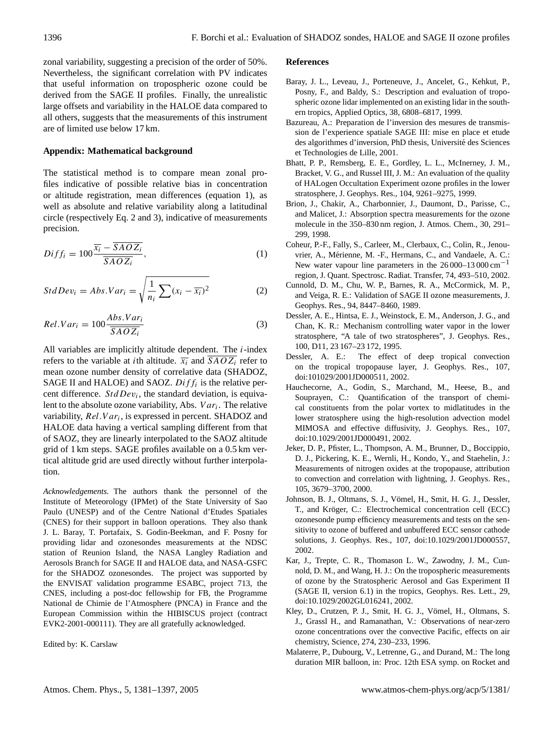zonal variability, suggesting a precision of the order of 50%. Nevertheless, the significant correlation with PV indicates that useful information on tropospheric ozone could be derived from the SAGE II profiles. Finally, the unrealistic large offsets and variability in the HALOE data compared to all others, suggests that the measurements of this instrument are of limited use below 17 km.

## Appendix: Mathematical background

The statistical method is to compare mean zonal profiles indicative of possible relative bias in concentration or altitude registration, mean differences (equation 1), as well as absolute and relative variability along a latitudinal circle (respectively Eq. 2 and 3), indicative of measurements precision.

$$Diff_i = 100\frac{\overline{x_i} - \overline{SAOZ_i}}{\overline{SAOZ_i}}, \tag{1}$$

$$StdDev_i = Abs.Var_i = \sqrt{\frac{1}{n_i}\sum(x_i - \overline{x_i})^2} \tag{2}$$

$$Rel.Var_i = 100\frac{Abs.Var_i}{\overline{SAOZ_i}} \tag{3}$$

All variables are implicitly altitude dependent. The $i$-index refers to the variable at $i$th altitude. $\overline{x_i}$ and $\overline{SAOZ_i}$ refer to mean ozone number density of correlative data (SHADOZ, SAGE II and HALOE) and SAOZ. $Diff_i$ is the relative percent difference. $StdDev_i$, the standard deviation, is equivalent to the absolute ozone variability, Abs. $Var_i$. The relative variability, $Rel.Var_i$, is expressed in percent. SHADOZ and HALOE data having a vertical sampling different from that of SAOZ, they are linearly interpolated to the SAOZ altitude grid of 1 km steps. SAGE profiles available on a 0.5 km vertical altitude grid are used directly without further interpolation.

*Acknowledgements.* The authors thank the personnel of the Institute of Meteorology (IPMet) of the State University of Sao Paulo (UNESP) and of the Centre National d'Etudes Spatiales (CNES) for their support in balloon operations. They also thank J. L. Baray, T. Portafaix, S. Godin-Beekman, and F. Posny for providing lidar and ozonesondes measurements at the NDSC station of Reunion Island, the NASA Langley Radiation and Aerosols Branch for SAGE II and HALOE data, and NASA-GSFC for the SHADOZ ozonesondes. The project was supported by the ENVISAT validation programme ESABC, project 713, the CNES, including a post-doc fellowship for FB, the Programme National de Chimie de l'Atmosphere (PNCA) in France and the European Commission within the HIBISCUS project (contract EVK2-2001-000111). They are all gratefully acknowledged.

Edited by: K. Carslaw

## References

Baray, J. L., Leveau, J., Porteneuve, J., Ancelet, G., Kehkut, P., Posny, F., and Baldy, S.: Description and evaluation of tropospheric ozone lidar implemented on an existing lidar in the southern tropics, Applied Optics, 38, 6808–6817, 1999.

Bazureau, A.: Preparation de l'inversion des mesures de transmission de l'experience spatiale SAGE III: mise en place et etude des algorithmes d'inversion, PhD thesis, Université des Sciences et Technologies de Lille, 2001.

Bhatt, P. P., Remsberg, E. E., Gordley, L. L., McInerney, J. M., Bracket, V. G., and Russel III, J. M.: An evaluation of the quality of HALogen Occultation Experiment ozone profiles in the lower stratosphere, J. Geophys. Res., 104, 9261–9275, 1999.

Brion, J., Chakir, A., Charbonnier, J., Daumont, D., Parisse, C., and Malicet, J.: Absorption spectra measurements for the ozone molecule in the 350–830 nm region, J. Atmos. Chem., 30, 291–299, 1998.

Coheur, P.-F., Fally, S., Carleer, M., Clerbaux, C., Colin, R., Jenouvrier, A., Mérienne, M. -F., Hermans, C., and Vandaele, A. C.: New water vapour line parameters in the 26 000–13 000 $cm^{-1}$ region, J. Quant. Spectrosc. Radiat. Transfer, 74, 493–510, 2002.

Cunnold, D. M., Chu, W. P., Barnes, R. A., McCormick, M. P., and Veiga, R. E.: Validation of SAGE II ozone measurements, J. Geophys. Res., 94, 8447–8460, 1989.

Dessler, A. E., Hintsa, E. J., Weinstock, E. M., Anderson, J. G., and Chan, K. R.: Mechanism controlling water vapor in the lower stratosphere, "A tale of two stratospheres", J. Geophys. Res., 100, D11, 23 167–23 172, 1995.

Dessler, A. E.: The effect of deep tropical convection on the tropical tropopause layer, J. Geophys. Res., 107, doi:101029/2001JD000511, 2002.

Hauchecorne, A., Godin, S., Marchand, M., Heese, B., and Souprayen, C.: Quantification of the transport of chemical constituents from the polar vortex to midlatitudes in the lower stratosphere using the high-resolution advection model MIMOSA and effective diffusivity, J. Geophys. Res., 107, doi:10.1029/2001JD000491, 2002.

Jeker, D. P., Pfister, L., Thompson, A. M., Brunner, D., Boccippio, D. J., Pickering, K. E., Wernli, H., Kondo, Y., and Staehelin, J.: Measurements of nitrogen oxides at the tropopause, attribution to convection and correlation with lightning, J. Geophys. Res., 105, 3679–3700, 2000.

Johnson, B. J., Oltmans, S. J., Vömel, H., Smit, H. G. J., Dessler, T., and Kröger, C.: Electrochemical concentration cell (ECC) ozonesonde pump efficiency measurements and tests on the sensitivity to ozone of buffered and unbuffered ECC sensor cathode solutions, J. Geophys. Res., 107, doi:10.1029/2001JD000557, 2002.

Kar, J., Trepte, C. R., Thomason L. W., Zawodny, J. M., Cunnold, D. M., and Wang, H. J.: On the tropospheric measurements of ozone by the Stratospheric Aerosol and Gas Experiment II (SAGE II, version 6.1) in the tropics, Geophys. Res. Lett., 29, doi:10.1029/2002GL016241, 2002.

Kley, D., Crutzen, P. J., Smit, H. G. J., Vömel, H., Oltmans, S. J., Grassl H., and Ramanathan, V.: Observations of near-zero ozone concentrations over the convective Pacific, effects on air chemistry, Science, 274, 230–233, 1996.

Malaterre, P., Dubourg, V., Letrenne, G., and Durand, M.: The long duration MIR balloon, in: Proc. 12th ESA symp. on Rocket and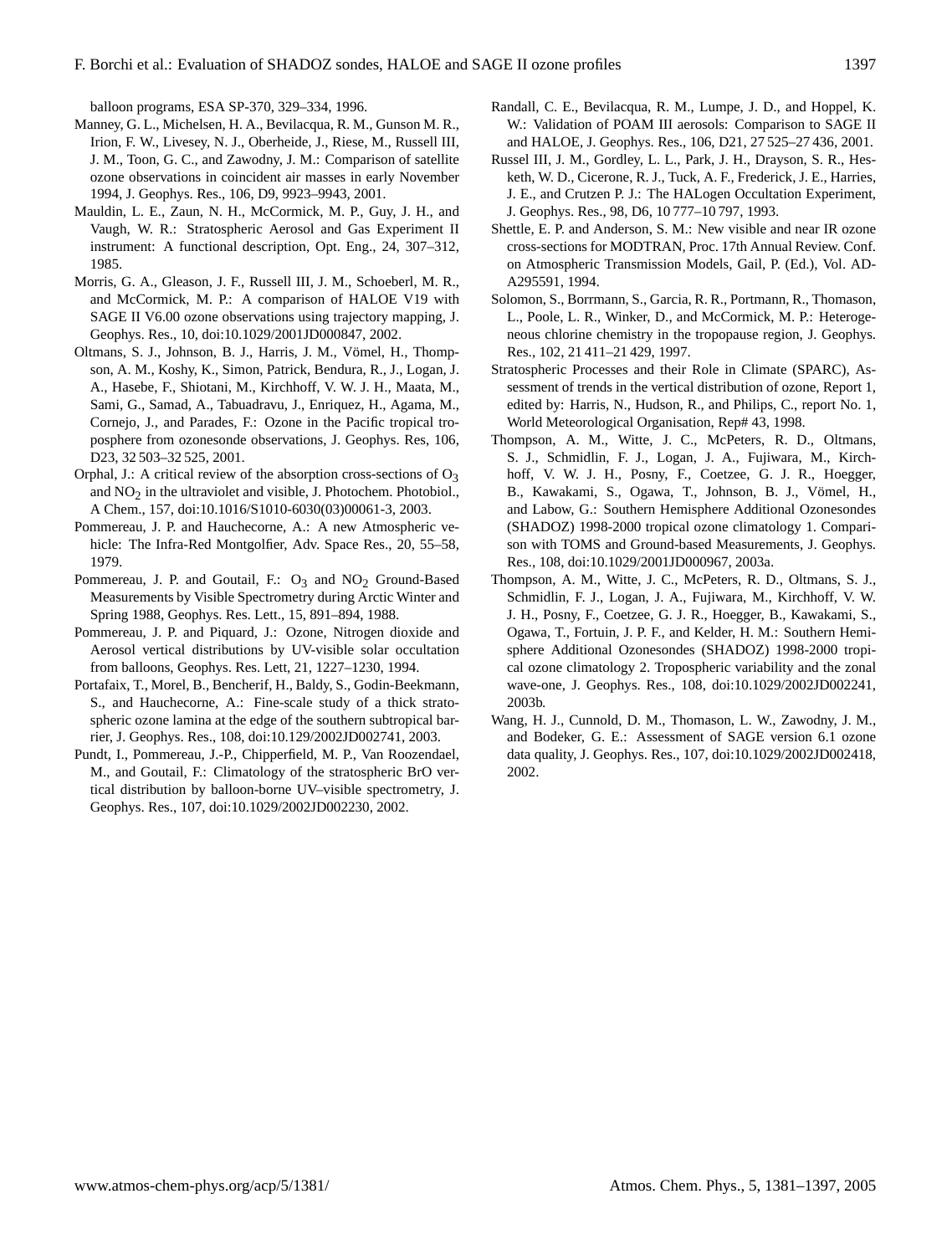balloon programs, ESA SP-370, 329–334, 1996.

Manney, G. L., Michelsen, H. A., Bevilacqua, R. M., Gunson M. R., Irion, F. W., Livesey, N. J., Oberheide, J., Riese, M., Russell III, J. M., Toon, G. C., and Zawodny, J. M.: Comparison of satellite ozone observations in coincident air masses in early November 1994, J. Geophys. Res., 106, D9, 9923–9943, 2001.

Mauldin, L. E., Zaun, N. H., McCormick, M. P., Guy, J. H., and Vaugh, W. R.: Stratospheric Aerosol and Gas Experiment II instrument: A functional description, Opt. Eng., 24, 307–312, 1985.

Morris, G. A., Gleason, J. F., Russell III, J. M., Schoeberl, M. R., and McCormick, M. P.: A comparison of HALOE V19 with SAGE II V6.00 ozone observations using trajectory mapping, J. Geophys. Res., 10, doi:10.1029/2001JD000847, 2002.

Oltmans, S. J., Johnson, B. J., Harris, J. M., Vömel, H., Thompson, A. M., Koshy, K., Simon, Patrick, Bendura, R., J., Logan, J. A., Hasebe, F., Shiotani, M., Kirchhoff, V. W. J. H., Maata, M., Sami, G., Samad, A., Tabuadravu, J., Enriquez, H., Agama, M., Cornejo, J., and Parades, F.: Ozone in the Pacific tropical troposphere from ozonesonde observations, J. Geophys. Res, 106, D23, 32 503–32 525, 2001.

Orphal, J.: A critical review of the absorption cross-sections of $O_3$ and $NO_2$ in the ultraviolet and visible, J. Photochem. Photobiol., A Chem., 157, doi:10.1016/S1010-6030(03)00061-3, 2003.

Pommereau, J. P. and Hauchecorne, A.: A new Atmospheric vehicle: The Infra-Red Montgolfier, Adv. Space Res., 20, 55–58, 1979.

Pommereau, J. P. and Goutail, F.: $O_3$ and $NO_2$ Ground-Based Measurements by Visible Spectrometry during Arctic Winter and Spring 1988, Geophys. Res. Lett., 15, 891–894, 1988.

Pommereau, J. P. and Piquard, J.: Ozone, Nitrogen dioxide and Aerosol vertical distributions by UV-visible solar occultation from balloons, Geophys. Res. Lett, 21, 1227–1230, 1994.

Portafaix, T., Morel, B., Bencherif, H., Baldy, S., Godin-Beekmann, S., and Hauchecorne, A.: Fine-scale study of a thick stratospheric ozone lamina at the edge of the southern subtropical barrier, J. Geophys. Res., 108, doi:10.129/2002JD002741, 2003.

Pundt, I., Pommereau, J.-P., Chipperfield, M. P., Van Roozendael, M., and Goutail, F.: Climatology of the stratospheric BrO vertical distribution by balloon-borne UV–visible spectrometry, J. Geophys. Res., 107, doi:10.1029/2002JD002230, 2002.

Randall, C. E., Bevilacqua, R. M., Lumpe, J. D., and Hoppel, K. W.: Validation of POAM III aerosols: Comparison to SAGE II and HALOE, J. Geophys. Res., 106, D21, 27 525–27 436, 2001.

Russel III, J. M., Gordley, L. L., Park, J. H., Drayson, S. R., Hesketh, W. D., Cicerone, R. J., Tuck, A. F., Frederick, J. E., Harries, J. E., and Crutzen P. J.: The HALogen Occultation Experiment, J. Geophys. Res., 98, D6, 10 777–10 797, 1993.

Shettle, E. P. and Anderson, S. M.: New visible and near IR ozone cross-sections for MODTRAN, Proc. 17th Annual Review. Conf. on Atmospheric Transmission Models, Gail, P. (Ed.), Vol. AD-A295591, 1994.

Solomon, S., Borrmann, S., Garcia, R. R., Portmann, R., Thomason, L., Poole, L. R., Winker, D., and McCormick, M. P.: Heterogeneous chlorine chemistry in the tropopause region, J. Geophys. Res., 102, 21 411–21 429, 1997.

Stratospheric Processes and their Role in Climate (SPARC), Assessment of trends in the vertical distribution of ozone, Report 1, edited by: Harris, N., Hudson, R., and Philips, C., report No. 1, World Meteorological Organisation, Rep# 43, 1998.

Thompson, A. M., Witte, J. C., McPeters, R. D., Oltmans, S. J., Schmidlin, F. J., Logan, J. A., Fujiwara, M., Kirchhoff, V. W. J. H., Posny, F., Coetzee, G. J. R., Hoegger, B., Kawakami, S., Ogawa, T., Johnson, B. J., Vömel, H., and Labow, G.: Southern Hemisphere Additional Ozonesondes (SHADOZ) 1998-2000 tropical ozone climatology 1. Comparison with TOMS and Ground-based Measurements, J. Geophys. Res., 108, doi:10.1029/2001JD000967, 2003a.

Thompson, A. M., Witte, J. C., McPeters, R. D., Oltmans, S. J., Schmidlin, F. J., Logan, J. A., Fujiwara, M., Kirchhoff, V. W. J. H., Posny, F., Coetzee, G. J. R., Hoegger, B., Kawakami, S., Ogawa, T., Fortuin, J. P. F., and Kelder, H. M.: Southern Hemisphere Additional Ozonesondes (SHADOZ) 1998-2000 tropical ozone climatology 2. Tropospheric variability and the zonal wave-one, J. Geophys. Res., 108, doi:10.1029/2002JD002241, 2003b.

Wang, H. J., Cunnold, D. M., Thomason, L. W., Zawodny, J. M., and Bodeker, G. E.: Assessment of SAGE version 6.1 ozone data quality, J. Geophys. Res., 107, doi:10.1029/2002JD002418, 2002.